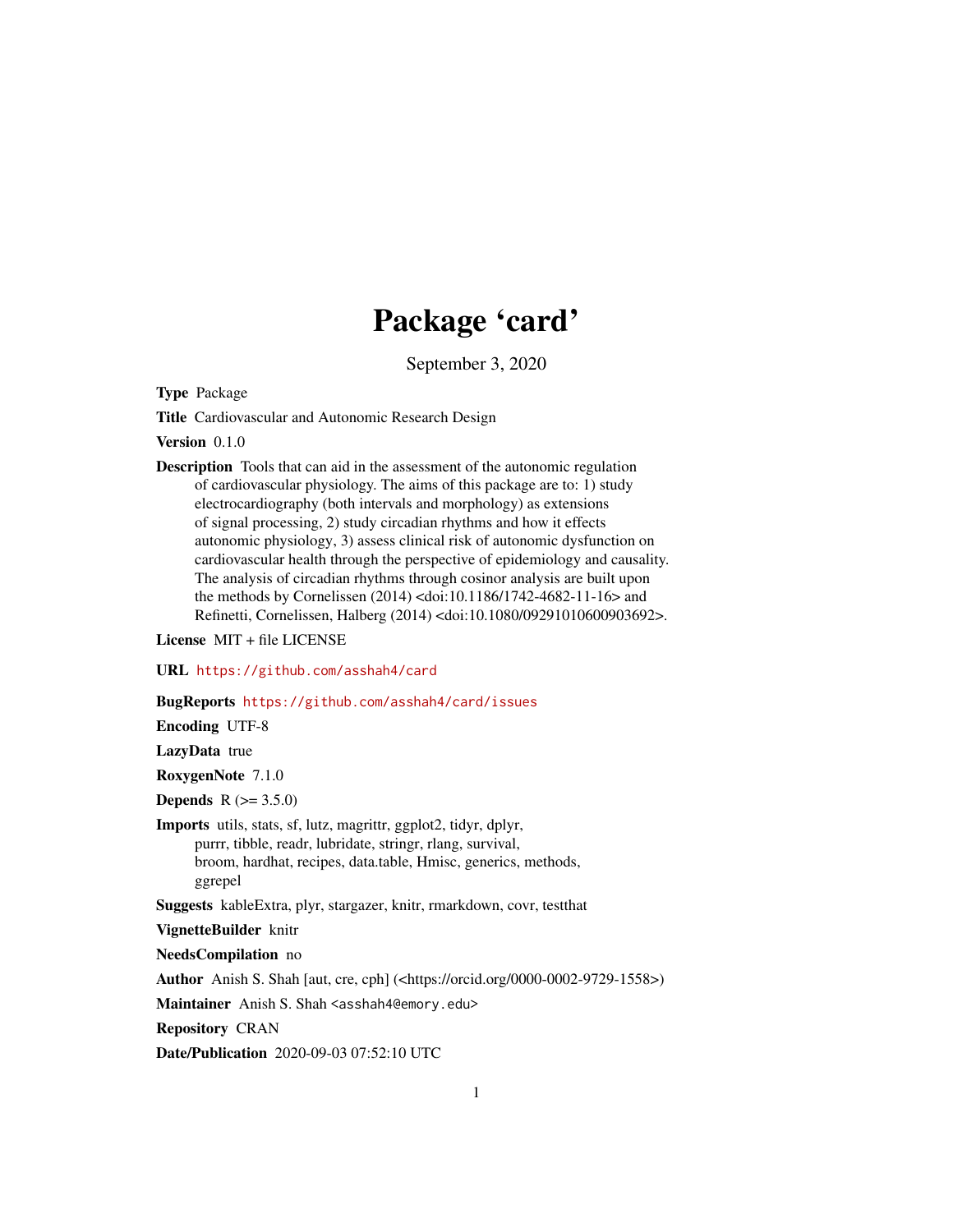# Package 'card'

September 3, 2020

**Type** Package

**Title** Cardiovascular and Autonomic Research Design

**Version** 0.1.0

**Description** Tools that can aid in the assessment of the autonomic regulation of cardiovascular physiology. The aims of this package are to: 1) study electrocardiography (both intervals and morphology) as extensions of signal processing, 2) study circadian rhythms and how it effects autonomic physiology, 3) assess clinical risk of autonomic dysfunction on cardiovascular health through the perspective of epidemiology and causality. The analysis of circadian rhythms through cosinor analysis are built upon the methods by Cornelissen (2014) <doi:10.1186/1742-4682-11-16> and Refinetti, Cornelissen, Halberg (2014) <doi:10.1080/09291010600903692>.

**License** MIT + file LICENSE

**URL** https://github.com/asshah4/card

**BugReports** https://github.com/asshah4/card/issues

**Encoding** UTF-8

**LazyData** true

**RoxygenNote** 7.1.0

**Depends** R (>= 3.5.0)

**Imports** utils, stats, sf, lutz, magrittr, ggplot2, tidyr, dplyr, purrr, tibble, readr, lubridate, stringr, rlang, survival, broom, hardhat, recipes, data.table, Hmisc, generics, methods, ggrepel

**Suggests** kableExtra, plyr, stargazer, knitr, rmarkdown, covr, testthat

**VignetteBuilder** knitr

**NeedsCompilation** no

**Author** Anish S. Shah [aut, cre, cph] (<https://orcid.org/0000-0002-9729-1558>)

**Maintainer** Anish S. Shah <asshah4@emory.edu>

**Repository** CRAN

**Date/Publication** 2020-09-03 07:52:10 UTC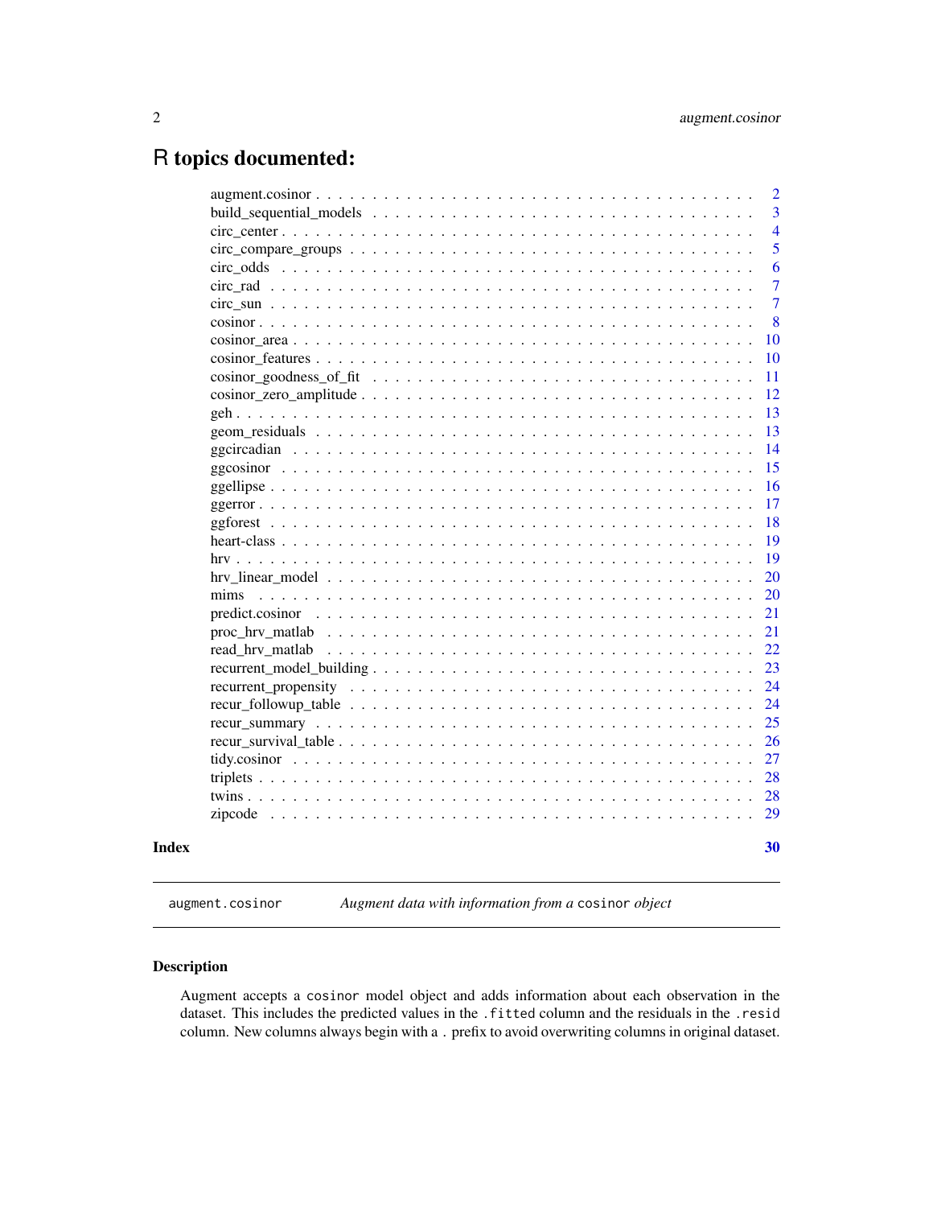# R topics documented:

| | |
|---|---|
| augment.cosinor | 2 |
| build_sequential_models | 3 |
| circ_center | 4 |
| circ_compare_groups | 5 |
| circ_odds | 6 |
| circ_rad | 7 |
| circ_sun | 7 |
| cosinor | 8 |
| cosinor_area | 10 |
| cosinor_features | 10 |
| cosinor_goodness_of_fit | 11 |
| cosinor_zero_amplitude | 12 |
| geh | 13 |
| geom_residuals | 13 |
| ggcircadian | 14 |
| ggcosinor | 15 |
| ggellipse | 16 |
| ggerror | 17 |
| ggforest | 18 |
| heart-class | 19 |
| hrv | 19 |
| hrv_linear_model | 20 |
| mims | 20 |
| predict.cosinor | 21 |
| proc_hrv_matlab | 21 |
| read_hrv_matlab | 22 |
| recurrent_model_building | 23 |
| recurrent_propensity | 24 |
| recur_followup_table | 24 |
| recur_summary | 25 |
| recur_survival_table | 26 |
| tidy.cosinor | 27 |
| triplets | 28 |
| twins | 28 |
| zipcode | 29 |

**Index** **30**

---

`augment.cosinor` *Augment data with information from a* `cosinor` *object*

---

## Description

Augment accepts a `cosinor` model object and adds information about each observation in the dataset. This includes the predicted values in the `.fitted` column and the residuals in the `.resid` column. New columns always begin with a `.` prefix to avoid overwriting columns in original dataset.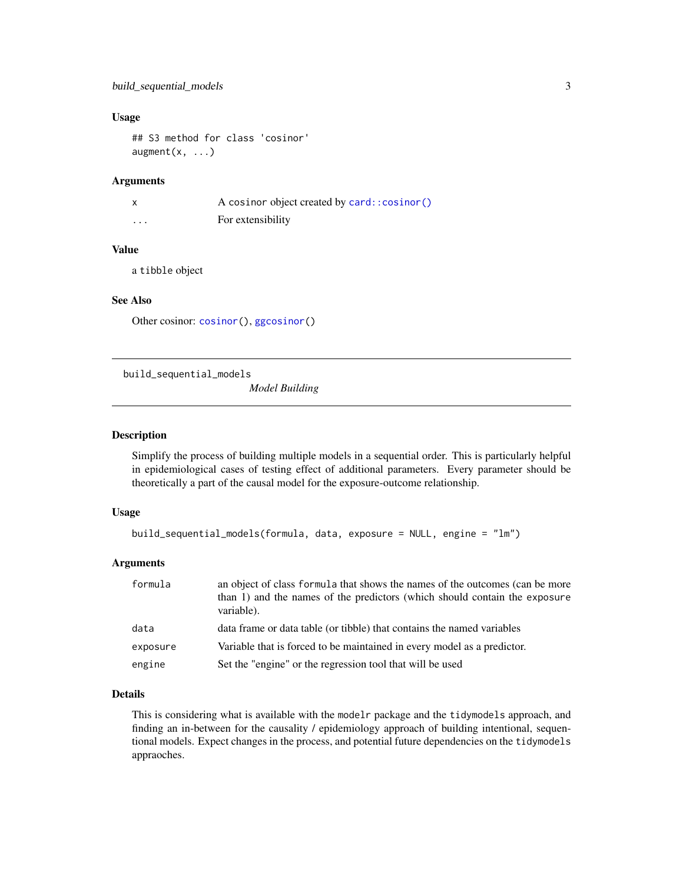## Usage

```
## S3 method for class 'cosinor'
augment(x, ...)
```

## Arguments

| | |
|---|---|
| x | A cosinor object created by card::cosinor() |
| ... | For extensibility |

## Value

a tibble object

## See Also

Other cosinor: cosinor(), ggcosinor()

---

# build_sequential_models *Model Building*

---

## Description

Simplify the process of building multiple models in a sequential order. This is particularly helpful in epidemiological cases of testing effect of additional parameters. Every parameter should be theoretically a part of the causal model for the exposure-outcome relationship.

## Usage

```
build_sequential_models(formula, data, exposure = NULL, engine = "lm")
```

## Arguments

| | |
|---|---|
| formula | an object of class formula that shows the names of the outcomes (can be more than 1) and the names of the predictors (which should contain the exposure variable). |
| data | data frame or data table (or tibble) that contains the named variables |
| exposure | Variable that is forced to be maintained in every model as a predictor. |
| engine | Set the "engine" or the regression tool that will be used |

## Details

This is considering what is available with the modelr package and the tidymodels approach, and finding an in-between for the causality / epidemiology approach of building intentional, sequential models. Expect changes in the process, and potential future dependencies on the tidymodels appraoches.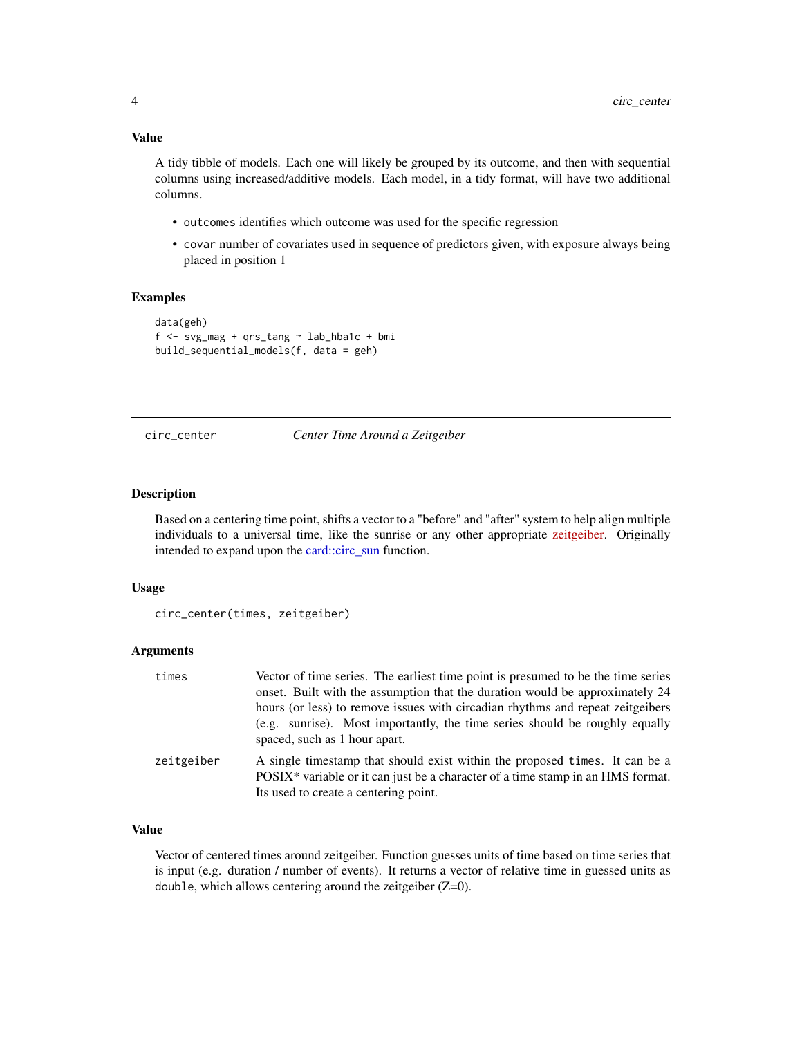### Value

A tidy tibble of models. Each one will likely be grouped by its outcome, and then with sequential columns using increased/additive models. Each model, in a tidy format, will have two additional columns.

- `outcomes` identifies which outcome was used for the specific regression
- `covar` number of covariates used in sequence of predictors given, with exposure always being placed in position 1

### Examples

```
data(geh)
f <- svg_mag + qrs_tang ~ lab_hba1c + bmi
build_sequential_models(f, data = geh)
```

---

## circc_center &nbsp;&nbsp;&nbsp;&nbsp; *Center Time Around a Zeitgeiber*

---

### Description

Based on a centering time point, shifts a vector to a "before" and "after" system to help align multiple individuals to a universal time, like the sunrise or any other appropriate zeitgeiber. Originally intended to expand upon the card::circ_sun function.

### Usage

```
circ_center(times, zeitgeiber)
```

### Arguments

| | |
|---|---|
| `times` | Vector of time series. The earliest time point is presumed to be the time series onset. Built with the assumption that the duration would be approximately 24 hours (or less) to remove issues with circadian rhythms and repeat zeitgeibers (e.g. sunrise). Most importantly, the time series should be roughly equally spaced, such as 1 hour apart. |
| `zeitgeiber` | A single timestamp that should exist within the proposed `times`. It can be a POSIX* variable or it can just be a character of a time stamp in an HMS format. Its used to create a centering point. |

### Value

Vector of centered times around zeitgeiber. Function guesses units of time based on time series that is input (e.g. duration / number of events). It returns a vector of relative time in guessed units as `double`, which allows centering around the zeitgeiber (Z=0).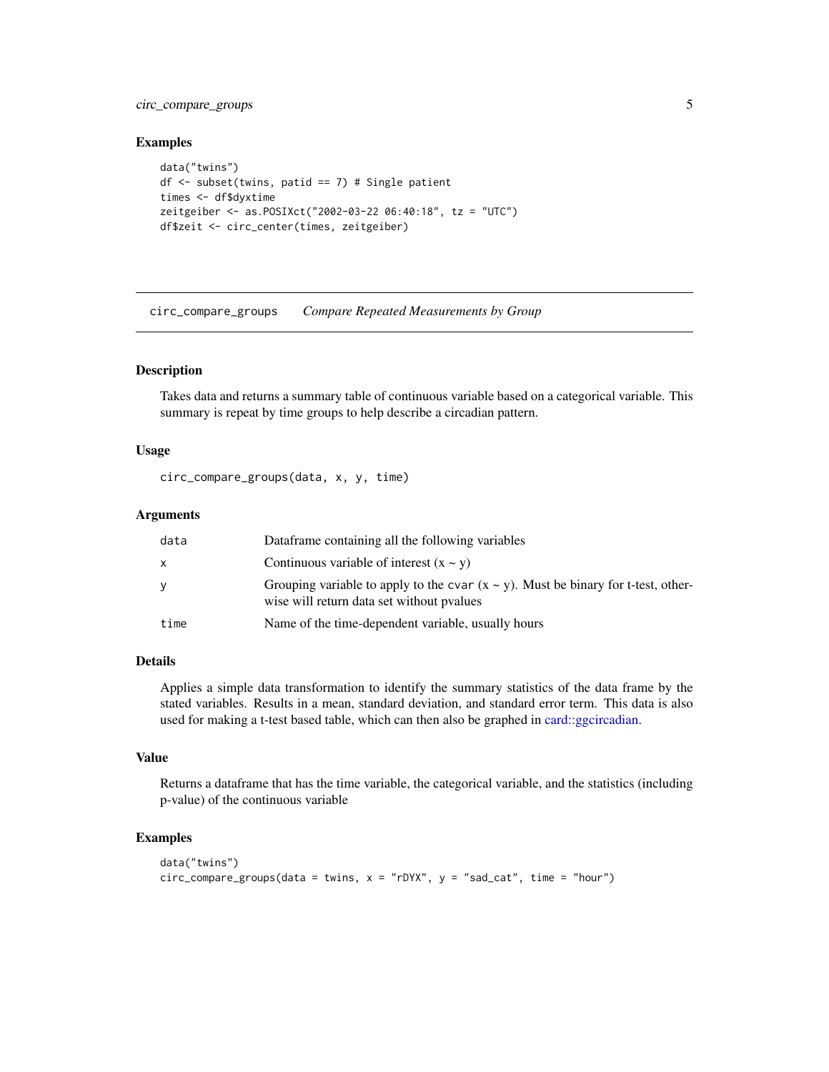### Examples

```
data("twins")
df <- subset(twins, patid == 7) # Single patient
times <- df$dyxtime
zeitgeiber <- as.POSIXct("2002-03-22 06:40:18", tz = "UTC")
df$zeit <- circ_center(times, zeitgeiber)
```

---

## circ_compare_groups *Compare Repeated Measurements by Group*

---

### Description

Takes data and returns a summary table of continuous variable based on a categorical variable. This summary is repeat by time groups to help describe a circadian pattern.

### Usage

```
circ_compare_groups(data, x, y, time)
```

### Arguments

| | |
|---|---|
| data | Dataframe containing all the following variables |
| x | Continuous variable of interest (x ~ y) |
| y | Grouping variable to apply to the cvar (x ~ y). Must be binary for t-test, otherwise will return data set without pvalues |
| time | Name of the time-dependent variable, usually hours |

### Details

Applies a simple data transformation to identify the summary statistics of the data frame by the stated variables. Results in a mean, standard deviation, and standard error term. This data is also used for making a t-test based table, which can then also be graphed in card::ggcircadian.

### Value

Returns a dataframe that has the time variable, the categorical variable, and the statistics (including p-value) of the continuous variable

### Examples

```
data("twins")
circ_compare_groups(data = twins, x = "rDYX", y = "sad_cat", time = "hour")
```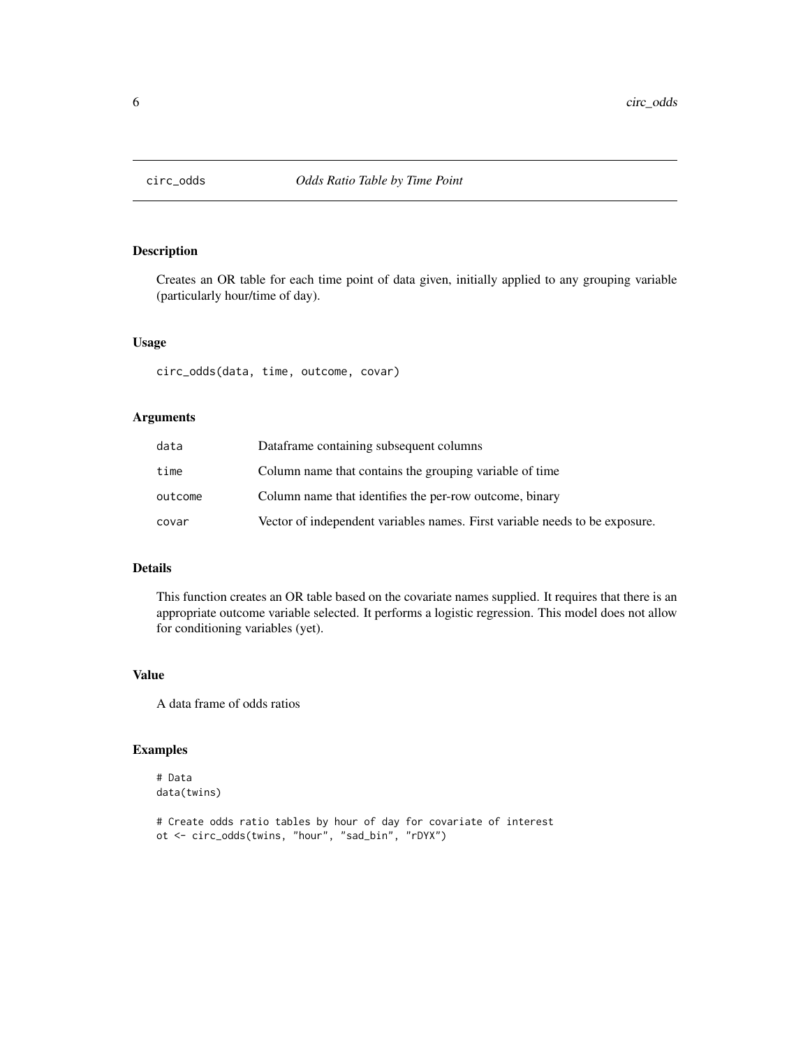# circ_odds — *Odds Ratio Table by Time Point*

## Description

Creates an OR table for each time point of data given, initially applied to any grouping variable (particularly hour/time of day).

## Usage

```
circ_odds(data, time, outcome, covar)
```

## Arguments

| | |
|---|---|
| data | Dataframe containing subsequent columns |
| time | Column name that contains the grouping variable of time |
| outcome | Column name that identifies the per-row outcome, binary |
| covar | Vector of independent variables names. First variable needs to be exposure. |

## Details

This function creates an OR table based on the covariate names supplied. It requires that there is an appropriate outcome variable selected. It performs a logistic regression. This model does not allow for conditioning variables (yet).

## Value

A data frame of odds ratios

## Examples

```
# Data
data(twins)

# Create odds ratio tables by hour of day for covariate of interest
ot <- circ_odds(twins, "hour", "sad_bin", "rDYX")
```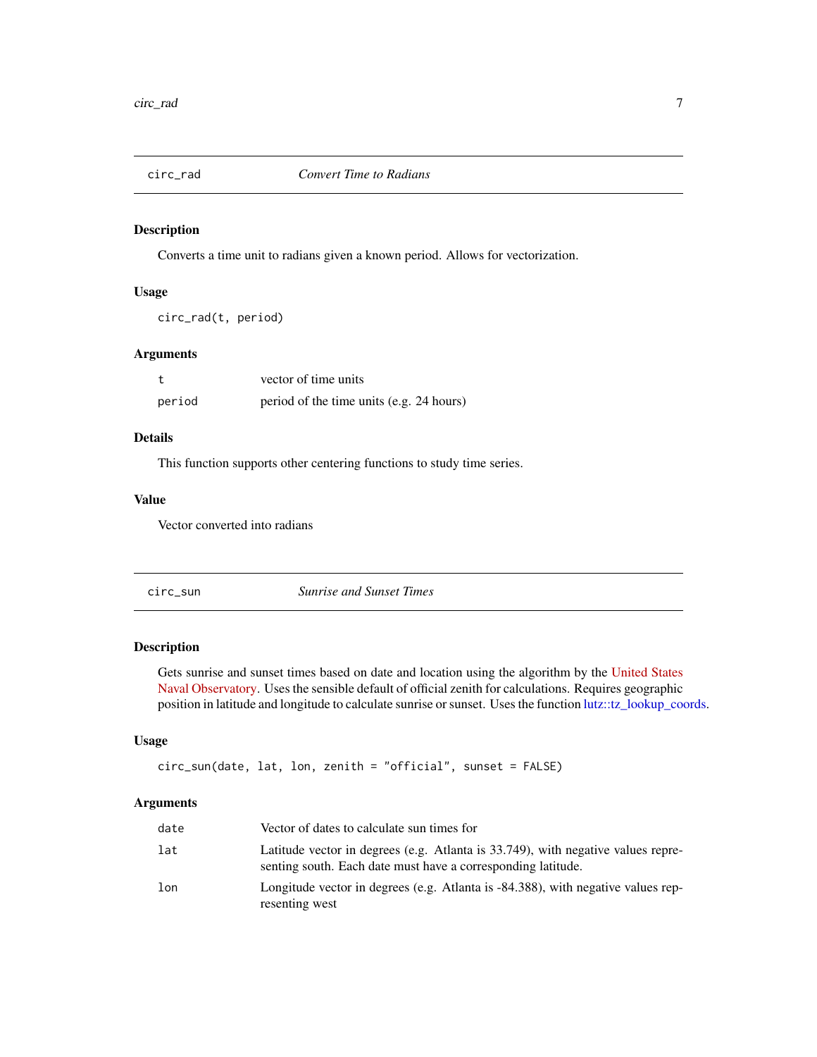## circ_rad — *Convert Time to Radians*

### Description

Converts a time unit to radians given a known period. Allows for vectorization.

### Usage

```
circ_rad(t, period)
```

### Arguments

| | |
|---|---|
| `t` | vector of time units |
| `period` | period of the time units (e.g. 24 hours) |

### Details

This function supports other centering functions to study time series.

### Value

Vector converted into radians

## circ_sun — *Sunrise and Sunset Times*

### Description

Gets sunrise and sunset times based on date and location using the algorithm by the United States Naval Observatory. Uses the sensible default of official zenith for calculations. Requires geographic position in latitude and longitude to calculate sunrise or sunset. Uses the function lutz::tz_lookup_coords.

### Usage

```
circ_sun(date, lat, lon, zenith = "official", sunset = FALSE)
```

### Arguments

| | |
|---|---|
| `date` | Vector of dates to calculate sun times for |
| `lat` | Latitude vector in degrees (e.g. Atlanta is 33.749), with negative values representing south. Each date must have a corresponding latitude. |
| `lon` | Longitude vector in degrees (e.g. Atlanta is -84.388), with negative values representing west |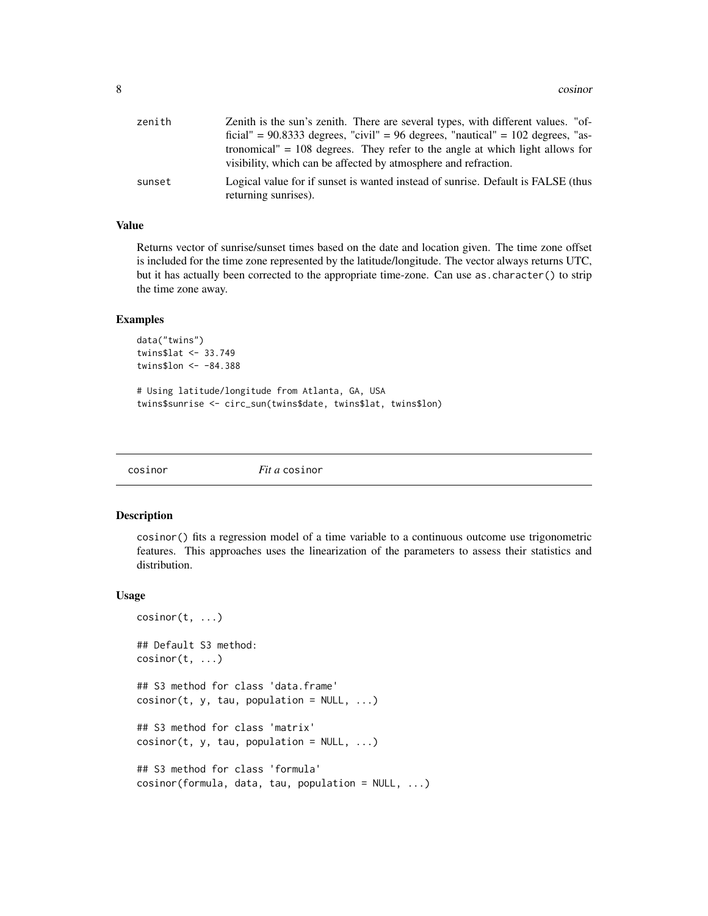| | |
|---|---|
| zenith | Zenith is the sun's zenith. There are several types, with different values. "official" = 90.8333 degrees, "civil" = 96 degrees, "nautical" = 102 degrees, "astronomical" = 108 degrees. They refer to the angle at which light allows for visibility, which can be affected by atmosphere and refraction. |
| sunset | Logical value for if sunset is wanted instead of sunrise. Default is FALSE (thus returning sunrises). |

### Value

Returns vector of sunrise/sunset times based on the date and location given. The time zone offset is included for the time zone represented by the latitude/longitude. The vector always returns UTC, but it has actually been corrected to the appropriate time-zone. Can use `as.character()` to strip the time zone away.

### Examples

```
data("twins")
twins$lat <- 33.749
twins$lon <- -84.388

# Using latitude/longitude from Atlanta, GA, USA
twins$sunrise <- circ_sun(twins$date, twins$lat, twins$lon)
```

---

## cosinor    *Fit a* `cosinor`

---

### Description

`cosinor()` fits a regression model of a time variable to a continuous outcome use trigonometric features. This approaches uses the linearization of the parameters to assess their statistics and distribution.

### Usage

```
cosinor(t, ...)

## Default S3 method:
cosinor(t, ...)

## S3 method for class 'data.frame'
cosinor(t, y, tau, population = NULL, ...)

## S3 method for class 'matrix'
cosinor(t, y, tau, population = NULL, ...)

## S3 method for class 'formula'
cosinor(formula, data, tau, population = NULL, ...)
```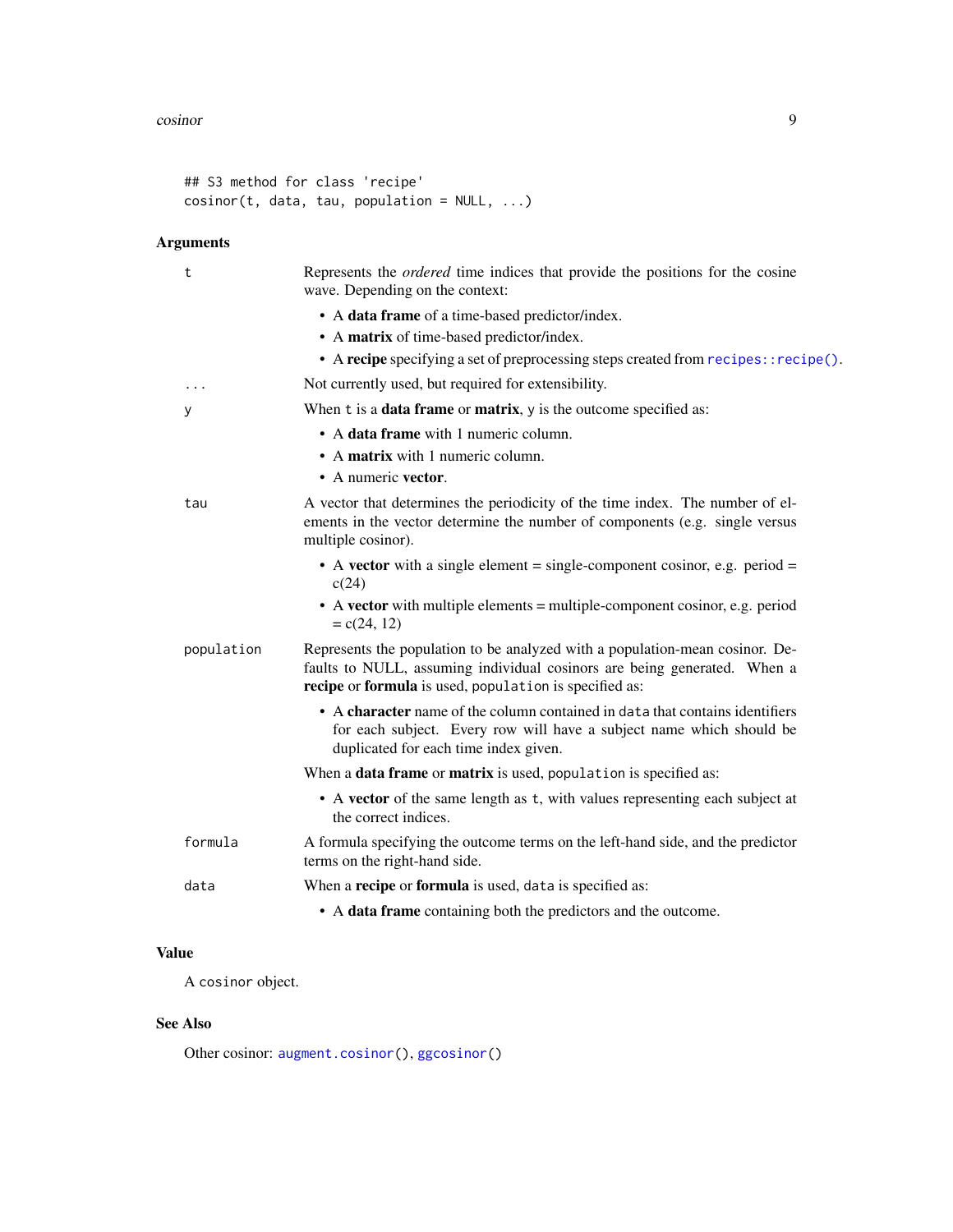```
## S3 method for class 'recipe'
cosinor(t, data, tau, population = NULL, ...)
```

## Arguments

`t` Represents the *ordered* time indices that provide the positions for the cosine wave. Depending on the context:

- A **data frame** of a time-based predictor/index.
- A **matrix** of time-based predictor/index.
- A **recipe** specifying a set of preprocessing steps created from `recipes::recipe()`.

`...` Not currently used, but required for extensibility.

`y` When `t` is a **data frame** or **matrix**, `y` is the outcome specified as:

- A **data frame** with 1 numeric column.
- A **matrix** with 1 numeric column.
- A numeric **vector**.

`tau` A vector that determines the periodicity of the time index. The number of elements in the vector determine the number of components (e.g. single versus multiple cosinor).

- A **vector** with a single element = single-component cosinor, e.g. period = c(24)
- A **vector** with multiple elements = multiple-component cosinor, e.g. period = c(24, 12)

`population` Represents the population to be analyzed with a population-mean cosinor. Defaults to NULL, assuming individual cosinors are being generated. When a **recipe** or **formula** is used, `population` is specified as:

- A **character** name of the column contained in `data` that contains identifiers for each subject. Every row will have a subject name which should be duplicated for each time index given.

When a **data frame** or **matrix** is used, `population` is specified as:

- A **vector** of the same length as `t`, with values representing each subject at the correct indices.

`formula` A formula specifying the outcome terms on the left-hand side, and the predictor terms on the right-hand side.

`data` When a **recipe** or **formula** is used, `data` is specified as:

- A **data frame** containing both the predictors and the outcome.

## Value

A `cosinor` object.

## See Also

Other cosinor: `augment.cosinor()`, `ggcosinor()`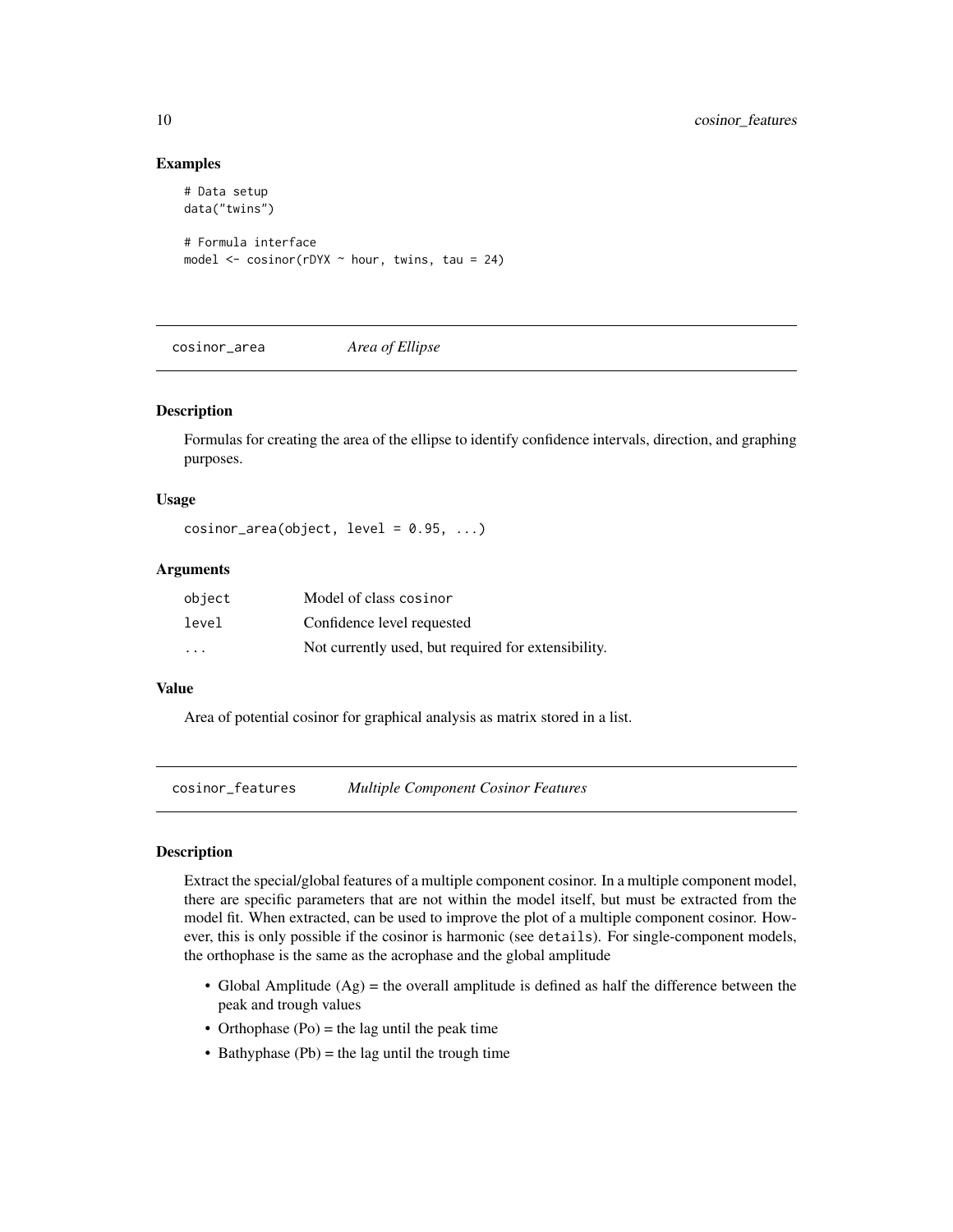### Examples

```
# Data setup
data("twins")

# Formula interface
model <- cosinor(rDYX ~ hour, twins, tau = 24)
```

---

## cosinor_area *Area of Ellipse*

---

### Description

Formulas for creating the area of the ellipse to identify confidence intervals, direction, and graphing purposes.

### Usage

```
cosinor_area(object, level = 0.95, ...)
```

### Arguments

| | |
|---|---|
| object | Model of class cosinor |
| level | Confidence level requested |
| ... | Not currently used, but required for extensibility. |

### Value

Area of potential cosinor for graphical analysis as matrix stored in a list.

---

## cosinor_features *Multiple Component Cosinor Features*

---

### Description

Extract the special/global features of a multiple component cosinor. In a multiple component model, there are specific parameters that are not within the model itself, but must be extracted from the model fit. When extracted, can be used to improve the plot of a multiple component cosinor. However, this is only possible if the cosinor is harmonic (see `details`). For single-component models, the orthophase is the same as the acrophase and the global amplitude

- Global Amplitude (Ag) = the overall amplitude is defined as half the difference between the peak and trough values
- Orthophase (Po) = the lag until the peak time
- Bathyphase (Pb) = the lag until the trough time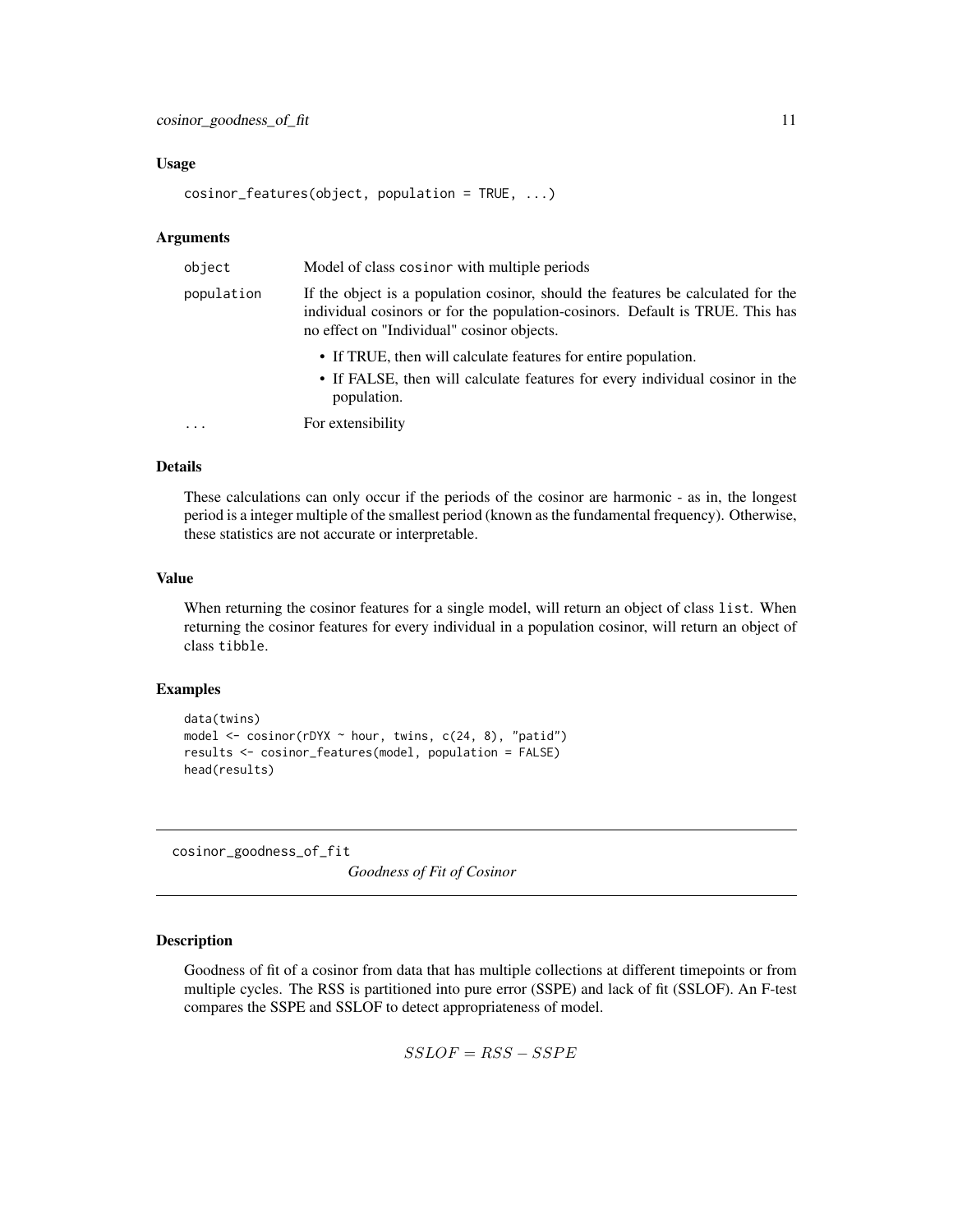### Usage

```
cosinor_features(object, population = TRUE, ...)
```

### Arguments

| | |
|---|---|
| object | Model of class cosinor with multiple periods |
| population | If the object is a population cosinor, should the features be calculated for the individual cosinors or for the population-cosinors. Default is TRUE. This has no effect on "Individual" cosinor objects.<br>• If TRUE, then will calculate features for entire population.<br>• If FALSE, then will calculate features for every individual cosinor in the population. |
| ... | For extensibility |

### Details

These calculations can only occur if the periods of the cosinor are harmonic - as in, the longest period is a integer multiple of the smallest period (known as the fundamental frequency). Otherwise, these statistics are not accurate or interpretable.

### Value

When returning the cosinor features for a single model, will return an object of class list. When returning the cosinor features for every individual in a population cosinor, will return an object of class tibble.

### Examples

```
data(twins)
model <- cosinor(rDYX ~ hour, twins, c(24, 8), "patid")
results <- cosinor_features(model, population = FALSE)
head(results)
```

---

## cosinor_goodness_of_fit

*Goodness of Fit of Cosinor*

---

### Description

Goodness of fit of a cosinor from data that has multiple collections at different timepoints or from multiple cycles. The RSS is partitioned into pure error (SSPE) and lack of fit (SSLOF). An F-test compares the SSPE and SSLOF to detect appropriateness of model.

$$SSLOF = RSS - SSPE$$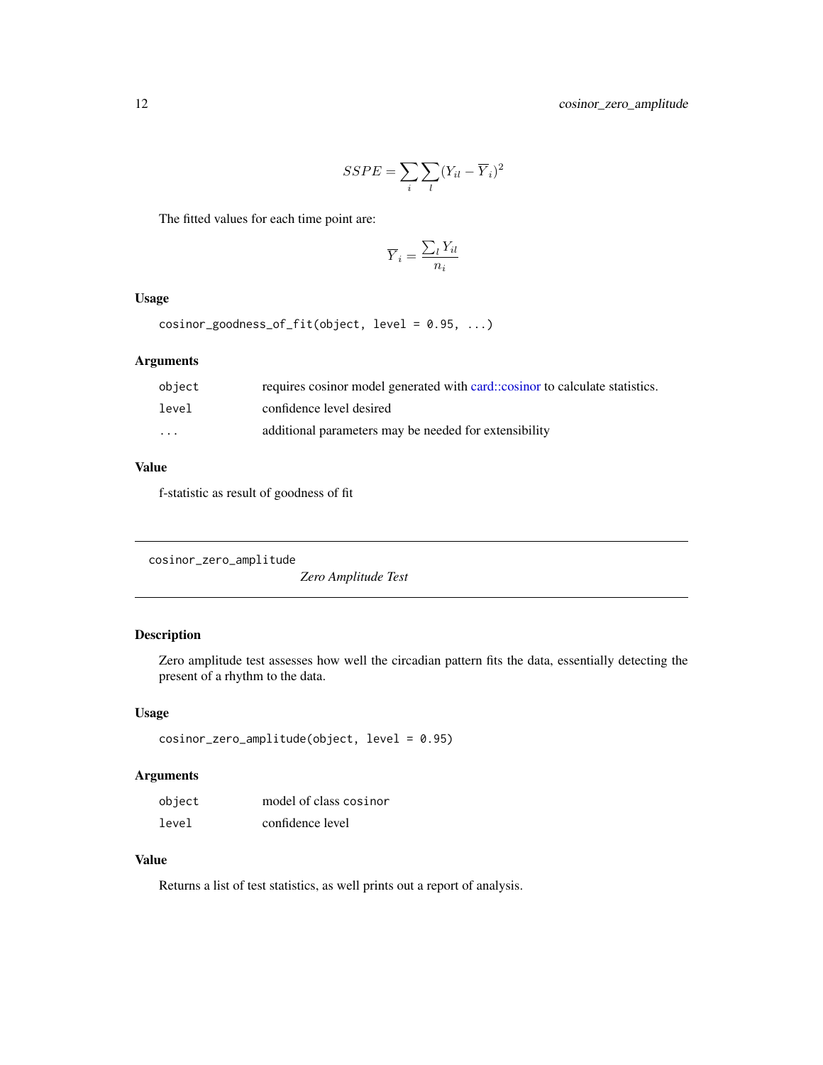$$SSPE = \sum_i \sum_l (Y_{il} - \overline{Y}_i)^2$$

The fitted values for each time point are:

$$\overline{Y}_i = \frac{\sum_l Y_{il}}{n_i}$$

### Usage

```
cosinor_goodness_of_fit(object, level = 0.95, ...)
```

### Arguments

| | |
|---|---|
| object | requires cosinor model generated with card::cosinor to calculate statistics. |
| level | confidence level desired |
| ... | additional parameters may be needed for extensibility |

### Value

f-statistic as result of goodness of fit

---

## cosinor_zero_amplitude *Zero Amplitude Test*

### Description

Zero amplitude test assesses how well the circadian pattern fits the data, essentially detecting the present of a rhythm to the data.

### Usage

```
cosinor_zero_amplitude(object, level = 0.95)
```

### Arguments

| | |
|---|---|
| object | model of class cosinor |
| level | confidence level |

### Value

Returns a list of test statistics, as well prints out a report of analysis.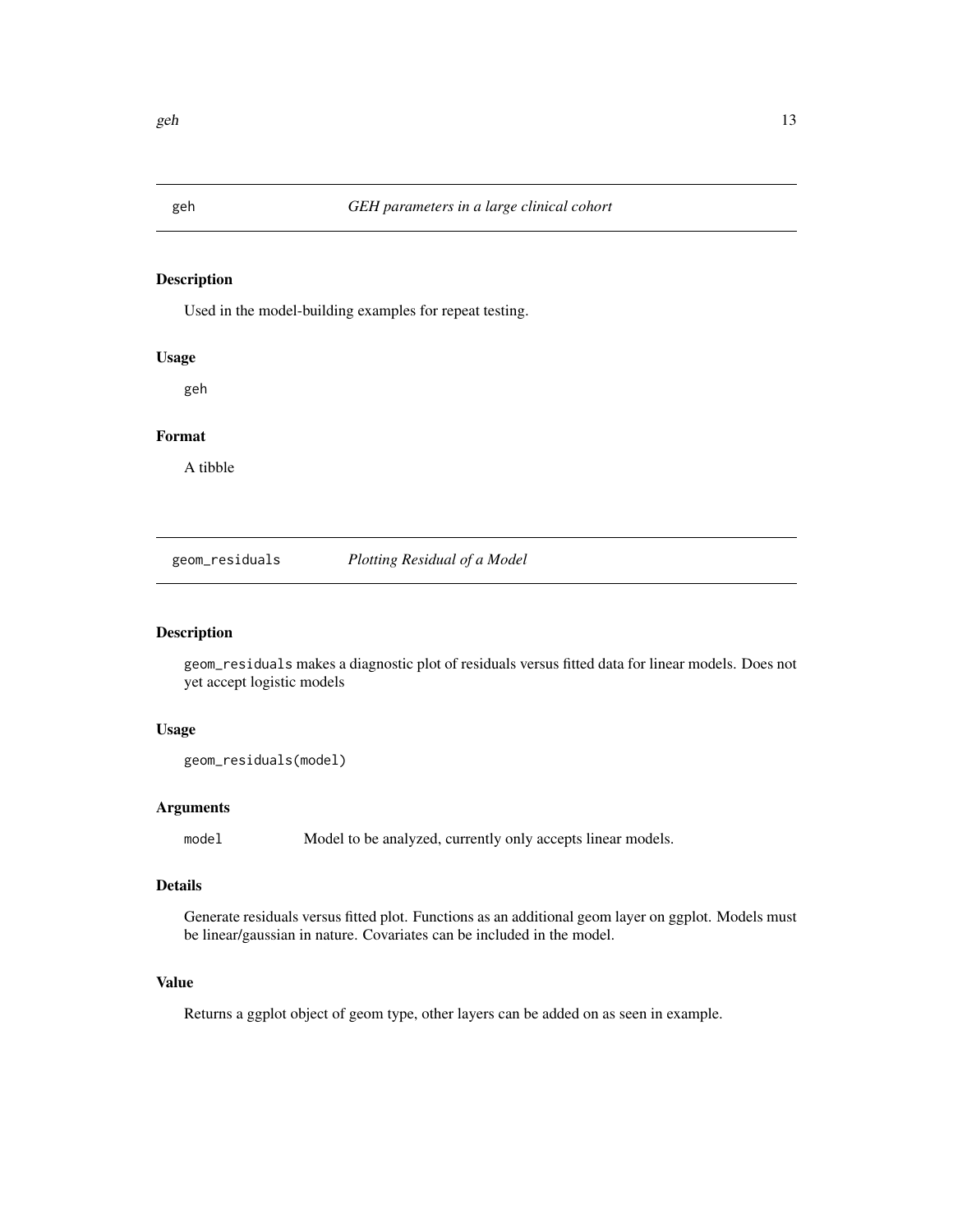## geh *GEH parameters in a large clinical cohort*

### Description

Used in the model-building examples for repeat testing.

### Usage

```
geh
```

### Format

A tibble

## geom_residuals *Plotting Residual of a Model*

### Description

`geom_residuals` makes a diagnostic plot of residuals versus fitted data for linear models. Does not yet accept logistic models

### Usage

```
geom_residuals(model)
```

### Arguments

| | |
|---|---|
| `model` | Model to be analyzed, currently only accepts linear models. |

### Details

Generate residuals versus fitted plot. Functions as an additional geom layer on ggplot. Models must be linear/gaussian in nature. Covariates can be included in the model.

### Value

Returns a ggplot object of geom type, other layers can be added on as seen in example.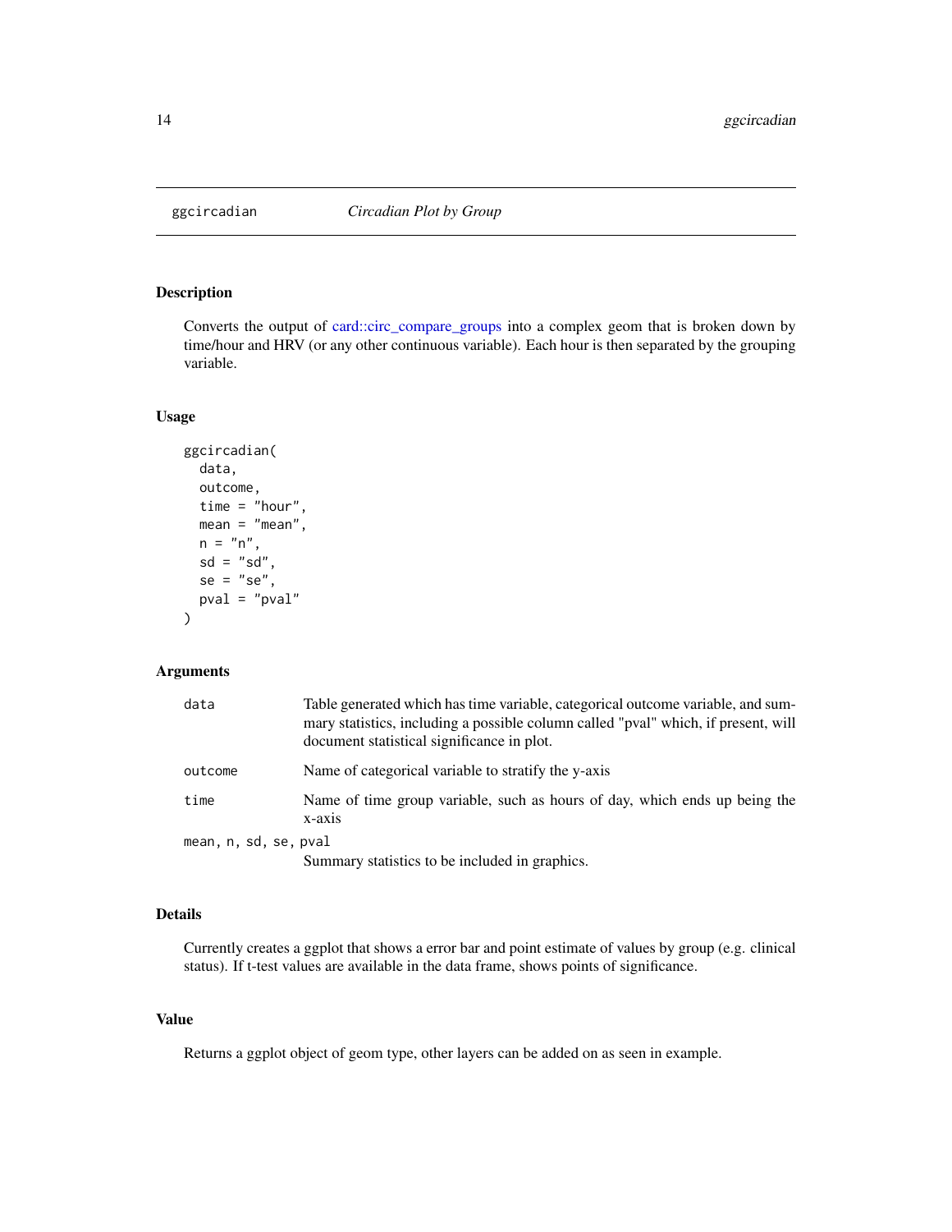# ggcircadian — *Circadian Plot by Group*

## Description

Converts the output of card::circ_compare_groups into a complex geom that is broken down by time/hour and HRV (or any other continuous variable). Each hour is then separated by the grouping variable.

## Usage

```
ggcircadian(
  data,
  outcome,
  time = "hour",
  mean = "mean",
  n = "n",
  sd = "sd",
  se = "se",
  pval = "pval"
)
```

## Arguments

| | |
|---|---|
| `data` | Table generated which has time variable, categorical outcome variable, and summary statistics, including a possible column called "pval" which, if present, will document statistical significance in plot. |
| `outcome` | Name of categorical variable to stratify the y-axis |
| `time` | Name of time group variable, such as hours of day, which ends up being the x-axis |
| `mean, n, sd, se, pval` | Summary statistics to be included in graphics. |

## Details

Currently creates a ggplot that shows a error bar and point estimate of values by group (e.g. clinical status). If t-test values are available in the data frame, shows points of significance.

## Value

Returns a ggplot object of geom type, other layers can be added on as seen in example.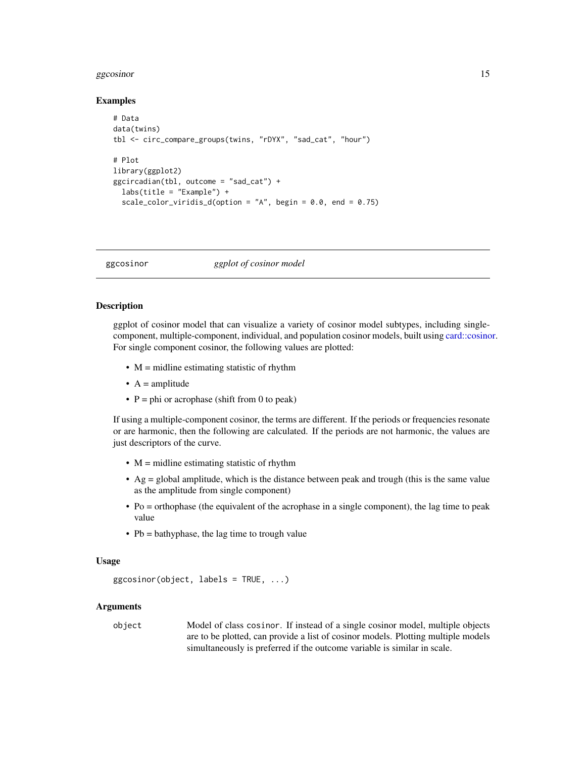## Examples

```
# Data
data(twins)
tbl <- circ_compare_groups(twins, "rDYX", "sad_cat", "hour")

# Plot
library(ggplot2)
ggcircadian(tbl, outcome = "sad_cat") +
  labs(title = "Example") +
  scale_color_viridis_d(option = "A", begin = 0.0, end = 0.75)
```

---

# ggcosinor &emsp; *ggplot of cosinor model*

## Description

ggplot of cosinor model that can visualize a variety of cosinor model subtypes, including single-component, multiple-component, individual, and population cosinor models, built using card::cosinor. For single component cosinor, the following values are plotted:

- M = midline estimating statistic of rhythm
- A = amplitude
- P = phi or acrophase (shift from 0 to peak)

If using a multiple-component cosinor, the terms are different. If the periods or frequencies resonate or are harmonic, then the following are calculated. If the periods are not harmonic, the values are just descriptors of the curve.

- M = midline estimating statistic of rhythm
- Ag = global amplitude, which is the distance between peak and trough (this is the same value as the amplitude from single component)
- Po = orthophase (the equivalent of the acrophase in a single component), the lag time to peak value
- Pb = bathyphase, the lag time to trough value

## Usage

```
ggcosinor(object, labels = TRUE, ...)
```

## Arguments

| | |
|---|---|
| object | Model of class `cosinor`. If instead of a single cosinor model, multiple objects are to be plotted, can provide a list of cosinor models. Plotting multiple models simultaneously is preferred if the outcome variable is similar in scale. |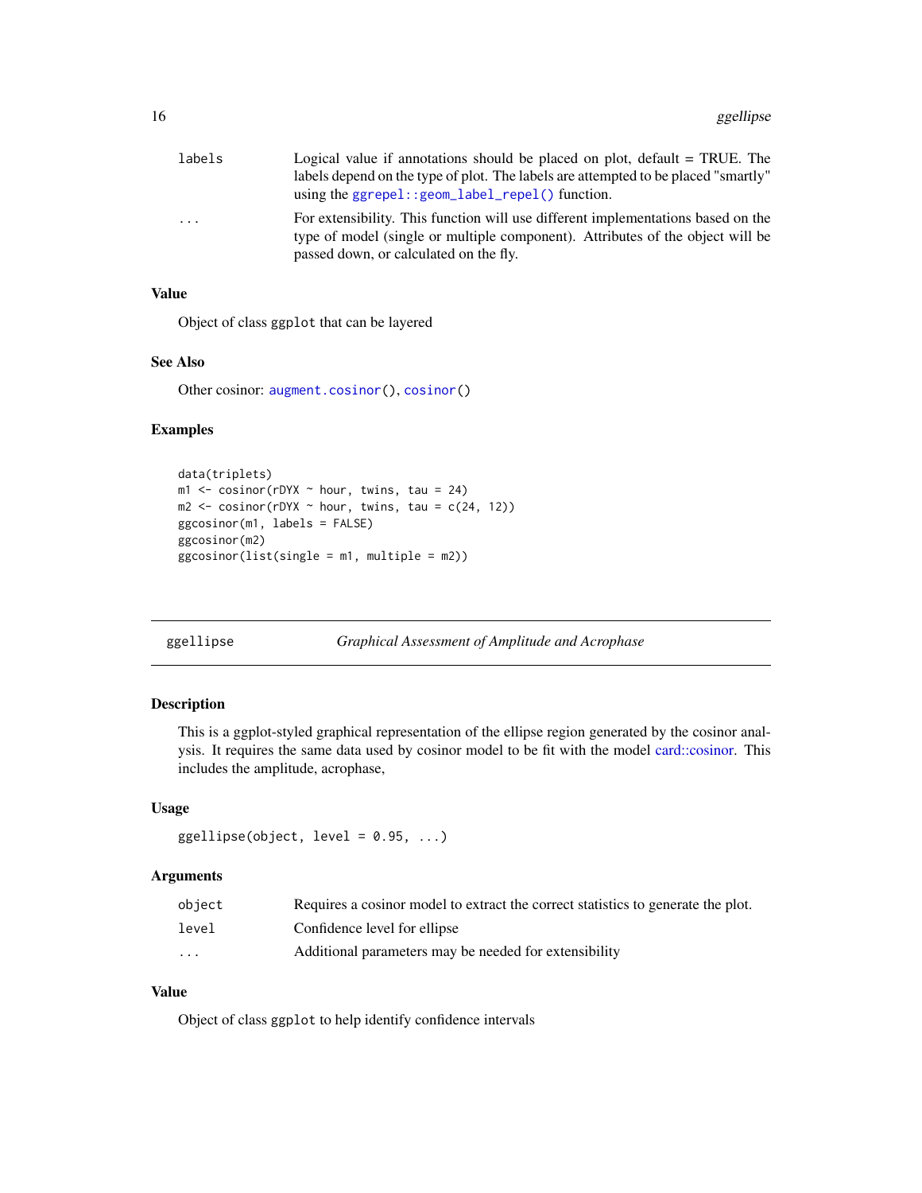| | |
|---|---|
| `labels` | Logical value if annotations should be placed on plot, default = TRUE. The labels depend on the type of plot. The labels are attempted to be placed "smartly" using the `ggrepel::geom_label_repel()` function. |
| `...` | For extensibility. This function will use different implementations based on the type of model (single or multiple component). Attributes of the object will be passed down, or calculated on the fly. |

### Value

Object of class `ggplot` that can be layered

### See Also

Other cosinor: `augment.cosinor()`, `cosinor()`

### Examples

```
data(triplets)
m1 <- cosinor(rDYX ~ hour, twins, tau = 24)
m2 <- cosinor(rDYX ~ hour, twins, tau = c(24, 12))
ggcosinor(m1, labels = FALSE)
ggcosinor(m2)
ggcosinor(list(single = m1, multiple = m2))
```

---

## `ggellipse` *Graphical Assessment of Amplitude and Acrophase*

---

### Description

This is a ggplot-styled graphical representation of the ellipse region generated by the cosinor analysis. It requires the same data used by cosinor model to be fit with the model card::cosinor. This includes the amplitude, acrophase,

### Usage

```
ggellipse(object, level = 0.95, ...)
```

### Arguments

| | |
|---|---|
| `object` | Requires a cosinor model to extract the correct statistics to generate the plot. |
| `level` | Confidence level for ellipse |
| `...` | Additional parameters may be needed for extensibility |

### Value

Object of class `ggplot` to help identify confidence intervals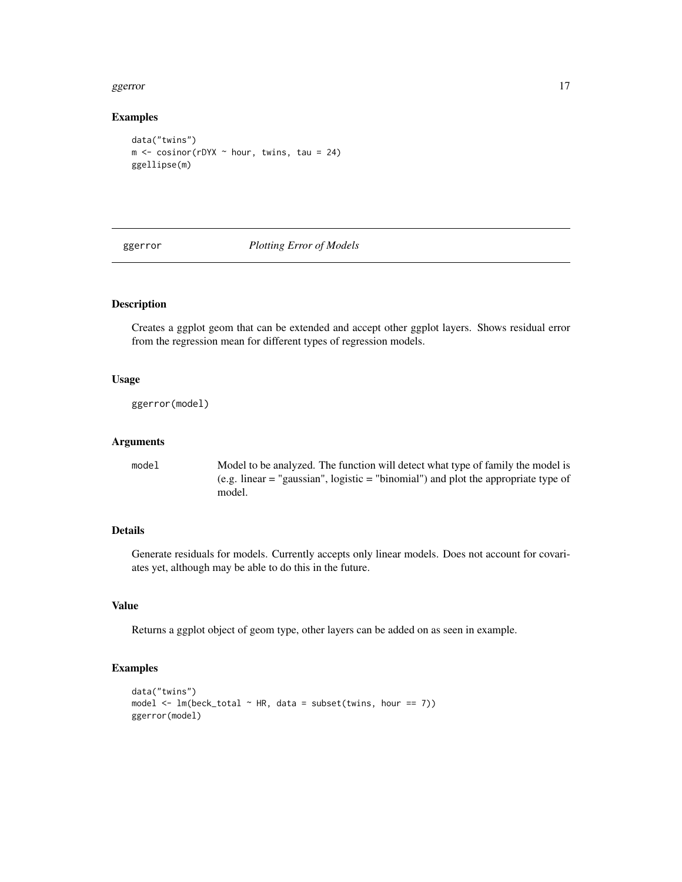## Examples

```
data("twins")
m <- cosinor(rDYX ~ hour, twins, tau = 24)
ggellipse(m)
```

---

# ggerror — *Plotting Error of Models*

## Description

Creates a ggplot geom that can be extended and accept other ggplot layers. Shows residual error from the regression mean for different types of regression models.

## Usage

```
ggerror(model)
```

## Arguments

| | |
|---|---|
| model | Model to be analyzed. The function will detect what type of family the model is (e.g. linear = "gaussian", logistic = "binomial") and plot the appropriate type of model. |

## Details

Generate residuals for models. Currently accepts only linear models. Does not account for covariates yet, although may be able to do this in the future.

## Value

Returns a ggplot object of geom type, other layers can be added on as seen in example.

## Examples

```
data("twins")
model <- lm(beck_total ~ HR, data = subset(twins, hour == 7))
ggerror(model)
```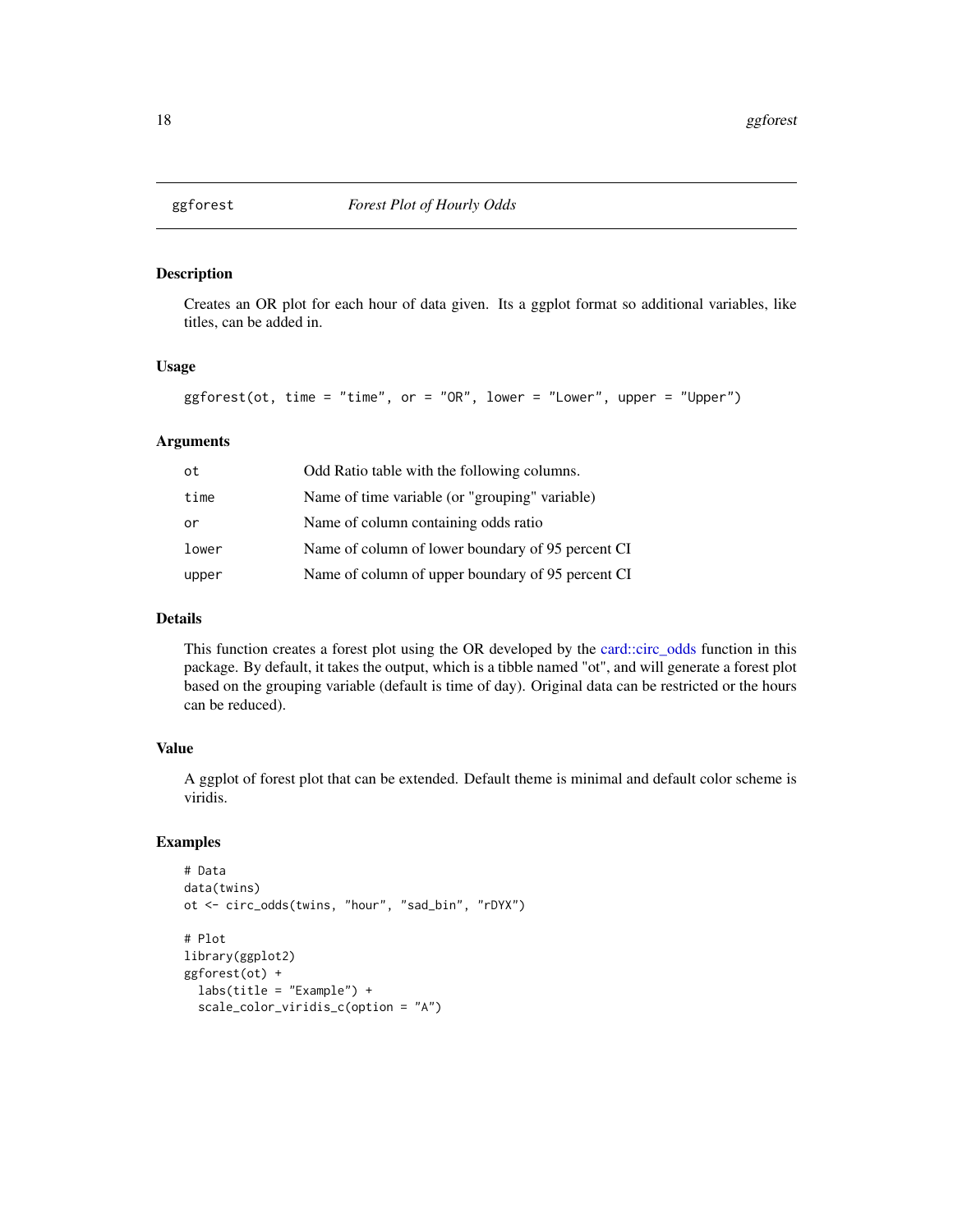## ggforest — *Forest Plot of Hourly Odds*

### Description

Creates an OR plot for each hour of data given. Its a ggplot format so additional variables, like titles, can be added in.

### Usage

```
ggforest(ot, time = "time", or = "OR", lower = "Lower", upper = "Upper")
```

### Arguments

| | |
|---|---|
| `ot` | Odd Ratio table with the following columns. |
| `time` | Name of time variable (or "grouping" variable) |
| `or` | Name of column containing odds ratio |
| `lower` | Name of column of lower boundary of 95 percent CI |
| `upper` | Name of column of upper boundary of 95 percent CI |

### Details

This function creates a forest plot using the OR developed by the card::circ_odds function in this package. By default, it takes the output, which is a tibble named "ot", and will generate a forest plot based on the grouping variable (default is time of day). Original data can be restricted or the hours can be reduced).

### Value

A ggplot of forest plot that can be extended. Default theme is minimal and default color scheme is viridis.

### Examples

```
# Data
data(twins)
ot <- circ_odds(twins, "hour", "sad_bin", "rDYX")

# Plot
library(ggplot2)
ggforest(ot) +
  labs(title = "Example") +
  scale_color_viridis_c(option = "A")
```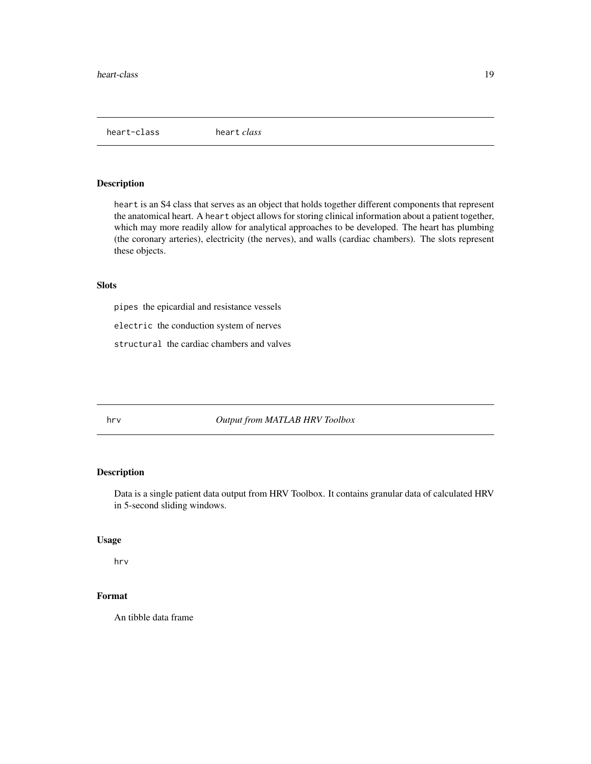## heart-class &nbsp;&nbsp;&nbsp;&nbsp;&nbsp; `heart` *class*

### Description

`heart` is an S4 class that serves as an object that holds together different components that represent the anatomical heart. A `heart` object allows for storing clinical information about a patient together, which may more readily allow for analytical approaches to be developed. The heart has plumbing (the coronary arteries), electricity (the nerves), and walls (cardiac chambers). The slots represent these objects.

### Slots

`pipes` the epicardial and resistance vessels

`electric` the conduction system of nerves

`structural` the cardiac chambers and valves

## hrv &nbsp;&nbsp;&nbsp;&nbsp;&nbsp; *Output from MATLAB HRV Toolbox*

### Description

Data is a single patient data output from HRV Toolbox. It contains granular data of calculated HRV in 5-second sliding windows.

### Usage

```
hrv
```

### Format

An tibble data frame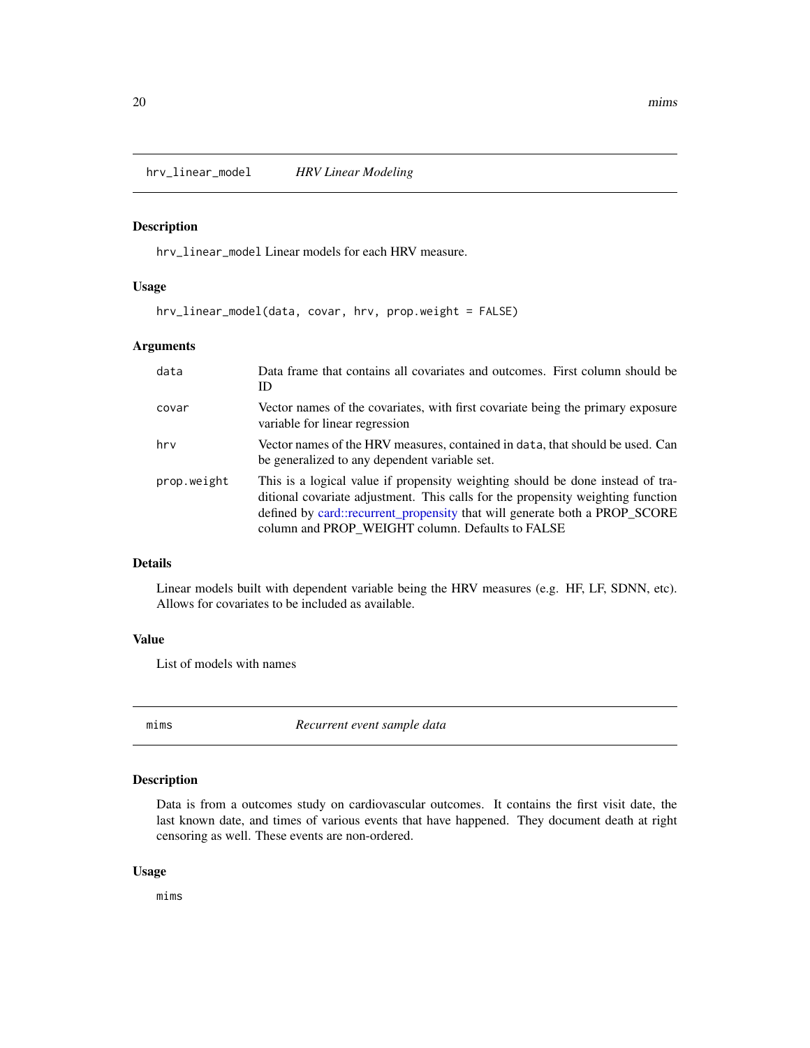## hrv_linear_model *HRV Linear Modeling*

### Description

hrv_linear_model Linear models for each HRV measure.

### Usage

```
hrv_linear_model(data, covar, hrv, prop.weight = FALSE)
```

### Arguments

| | |
|---|---|
| data | Data frame that contains all covariates and outcomes. First column should be ID |
| covar | Vector names of the covariates, with first covariate being the primary exposure variable for linear regression |
| hrv | Vector names of the HRV measures, contained in data, that should be used. Can be generalized to any dependent variable set. |
| prop.weight | This is a logical value if propensity weighting should be done instead of traditional covariate adjustment. This calls for the propensity weighting function defined by card::recurrent_propensity that will generate both a PROP_SCORE column and PROP_WEIGHT column. Defaults to FALSE |

### Details

Linear models built with dependent variable being the HRV measures (e.g. HF, LF, SDNN, etc). Allows for covariates to be included as available.

### Value

List of models with names

## mims *Recurrent event sample data*

### Description

Data is from a outcomes study on cardiovascular outcomes. It contains the first visit date, the last known date, and times of various events that have happened. They document death at right censoring as well. These events are non-ordered.

### Usage

```
mims
```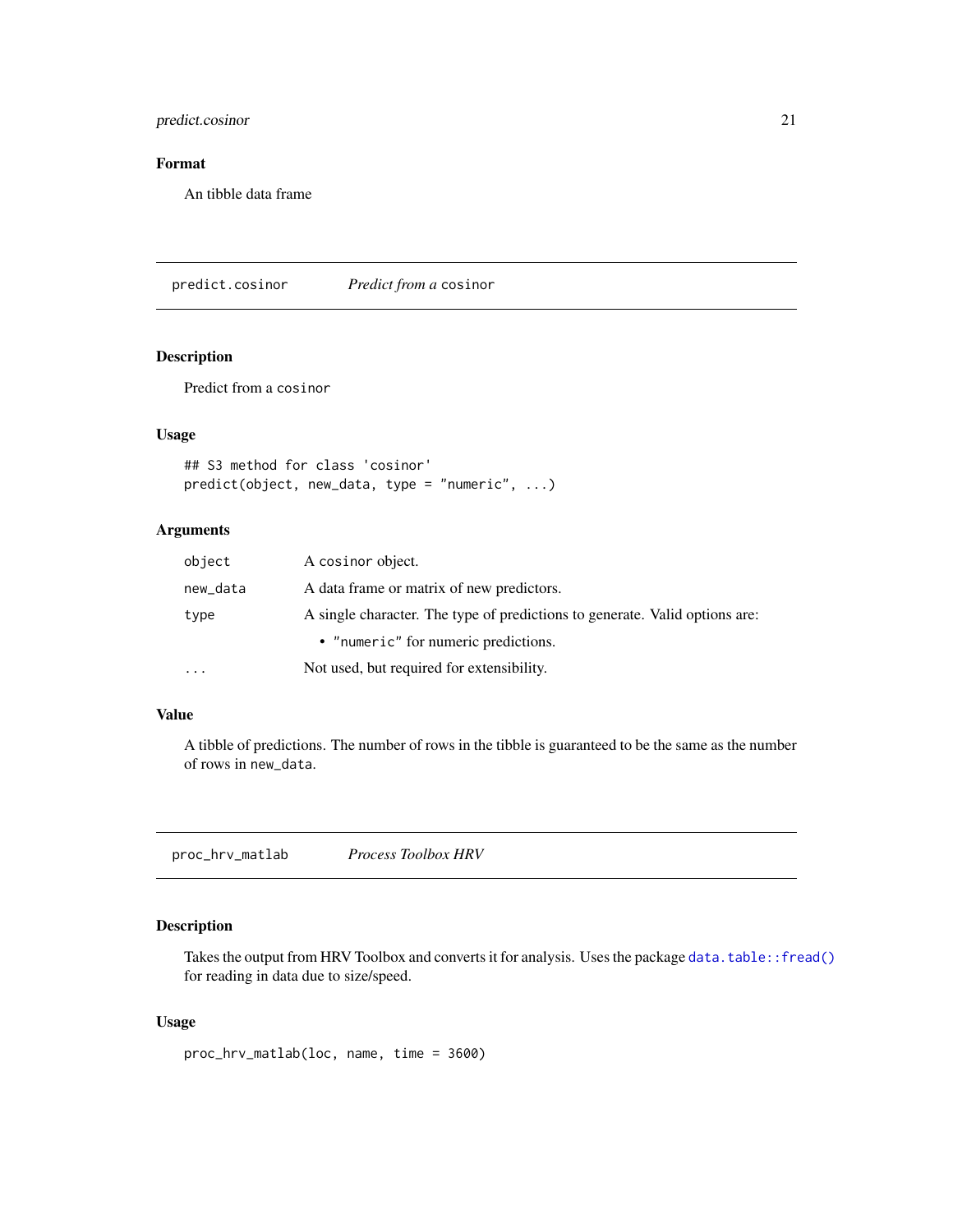### Format

An tibble data frame

## predict.cosinor — *Predict from a* `cosinor`

### Description

Predict from a `cosinor`

### Usage

```
## S3 method for class 'cosinor'
predict(object, new_data, type = "numeric", ...)
```

### Arguments

| | |
|---|---|
| `object` | A `cosinor` object. |
| `new_data` | A data frame or matrix of new predictors. |
| `type` | A single character. The type of predictions to generate. Valid options are:<br>• `"numeric"` for numeric predictions. |
| `...` | Not used, but required for extensibility. |

### Value

A tibble of predictions. The number of rows in the tibble is guaranteed to be the same as the number of rows in `new_data`.

## proc_hrv_matlab — *Process Toolbox HRV*

### Description

Takes the output from HRV Toolbox and converts it for analysis. Uses the package `data.table::fread()` for reading in data due to size/speed.

### Usage

```
proc_hrv_matlab(loc, name, time = 3600)
```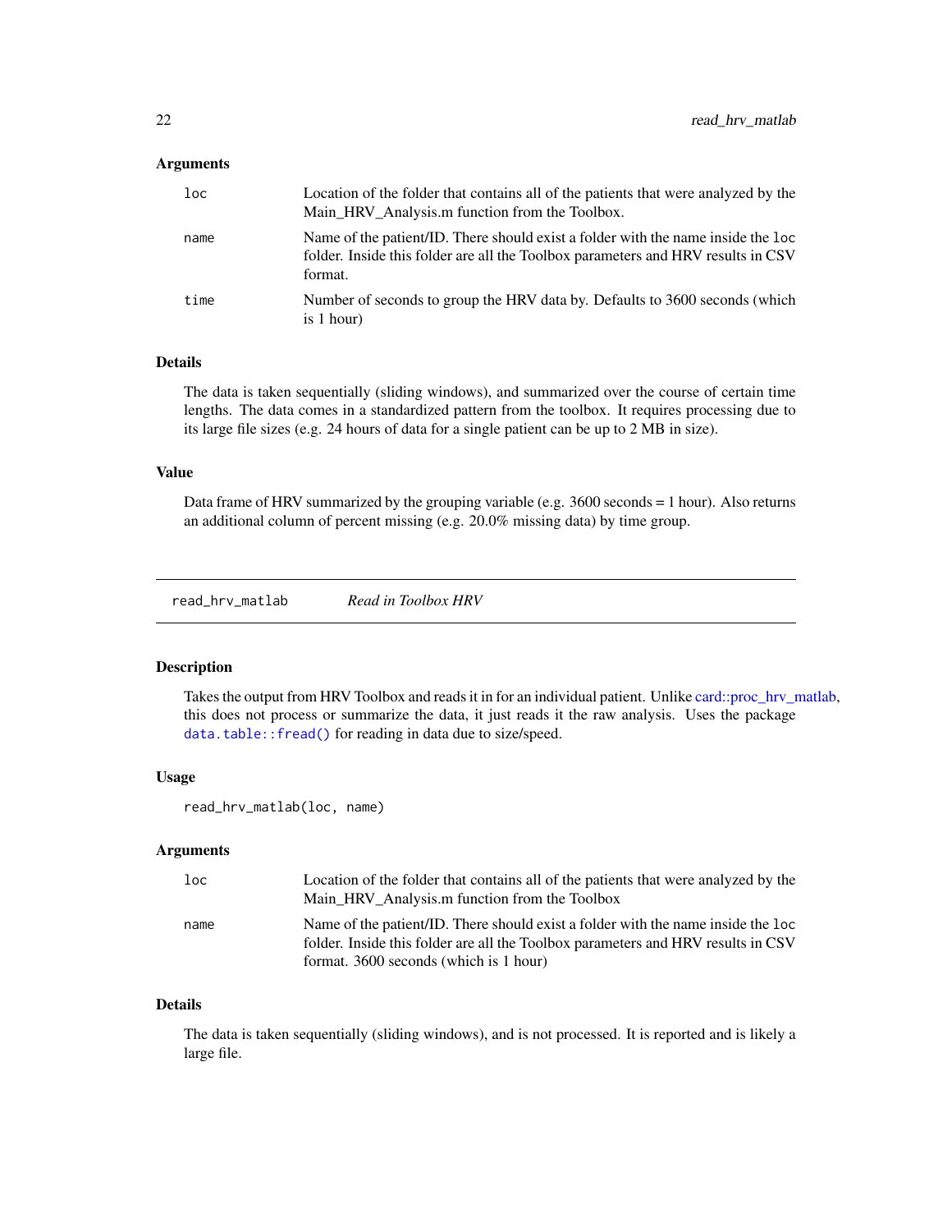### Arguments

| | |
|---|---|
| `loc` | Location of the folder that contains all of the patients that were analyzed by the Main_HRV_Analysis.m function from the Toolbox. |
| `name` | Name of the patient/ID. There should exist a folder with the name inside the `loc` folder. Inside this folder are all the Toolbox parameters and HRV results in CSV format. |
| `time` | Number of seconds to group the HRV data by. Defaults to 3600 seconds (which is 1 hour) |

### Details

The data is taken sequentially (sliding windows), and summarized over the course of certain time lengths. The data comes in a standardized pattern from the toolbox. It requires processing due to its large file sizes (e.g. 24 hours of data for a single patient can be up to 2 MB in size).

### Value

Data frame of HRV summarized by the grouping variable (e.g. 3600 seconds = 1 hour). Also returns an additional column of percent missing (e.g. 20.0% missing data) by time group.

---

## read_hrv_matlab — *Read in Toolbox HRV*

### Description

Takes the output from HRV Toolbox and reads it in for an individual patient. Unlike card::proc_hrv_matlab, this does not process or summarize the data, it just reads it the raw analysis. Uses the package `data.table::fread()` for reading in data due to size/speed.

### Usage

```
read_hrv_matlab(loc, name)
```

### Arguments

| | |
|---|---|
| `loc` | Location of the folder that contains all of the patients that were analyzed by the Main_HRV_Analysis.m function from the Toolbox |
| `name` | Name of the patient/ID. There should exist a folder with the name inside the `loc` folder. Inside this folder are all the Toolbox parameters and HRV results in CSV format. 3600 seconds (which is 1 hour) |

### Details

The data is taken sequentially (sliding windows), and is not processed. It is reported and is likely a large file.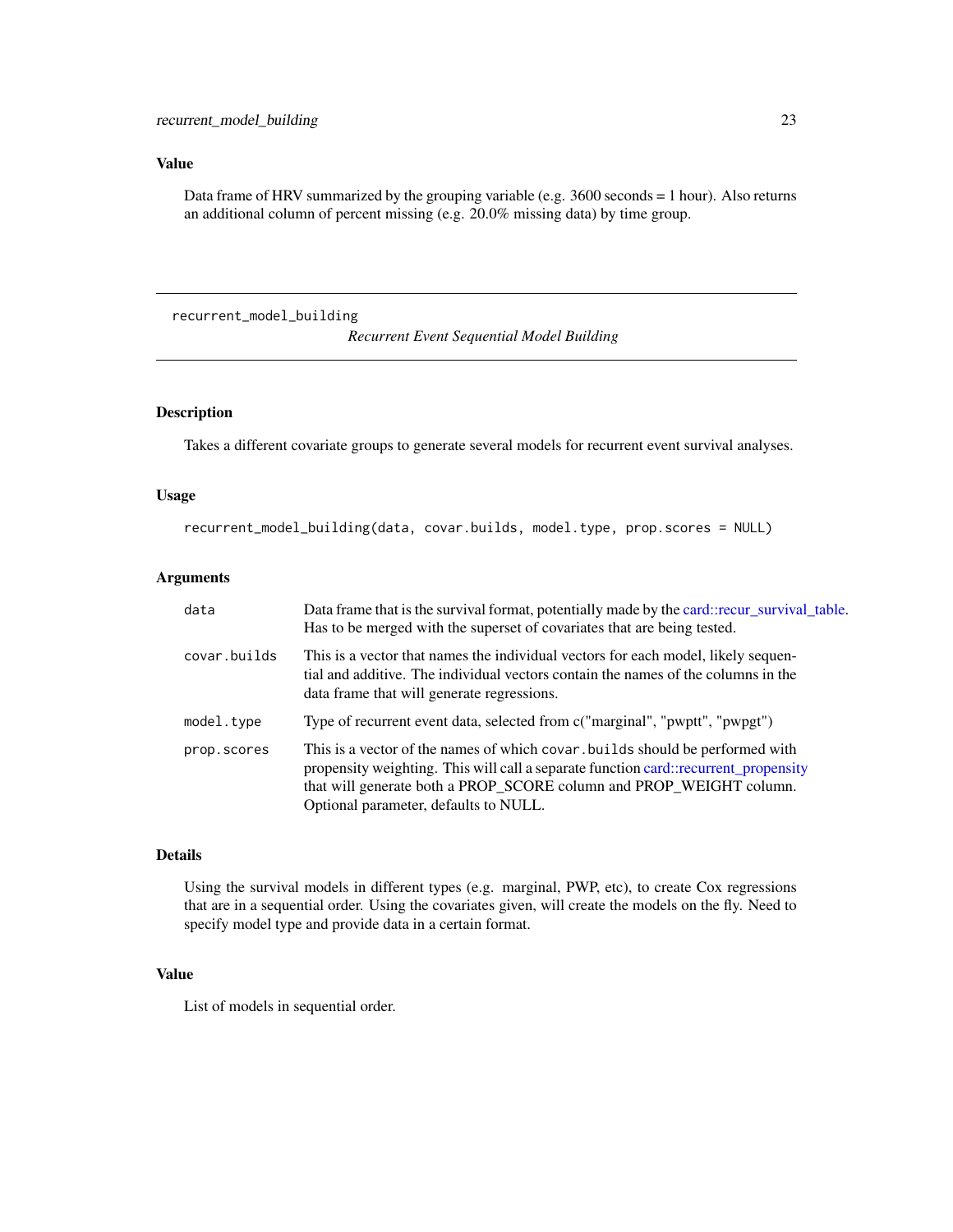### Value

Data frame of HRV summarized by the grouping variable (e.g. 3600 seconds = 1 hour). Also returns an additional column of percent missing (e.g. 20.0% missing data) by time group.

---

## recurrent_model_building *Recurrent Event Sequential Model Building*

---

### Description

Takes a different covariate groups to generate several models for recurrent event survival analyses.

### Usage

```
recurrent_model_building(data, covar.builds, model.type, prop.scores = NULL)
```

### Arguments

| | |
|---|---|
| `data` | Data frame that is the survival format, potentially made by the card::recur_survival_table. Has to be merged with the superset of covariates that are being tested. |
| `covar.builds` | This is a vector that names the individual vectors for each model, likely sequential and additive. The individual vectors contain the names of the columns in the data frame that will generate regressions. |
| `model.type` | Type of recurrent event data, selected from c("marginal", "pwptt", "pwpgt") |
| `prop.scores` | This is a vector of the names of which `covar.builds` should be performed with propensity weighting. This will call a separate function card::recurrent_propensity that will generate both a PROP_SCORE column and PROP_WEIGHT column. Optional parameter, defaults to NULL. |

### Details

Using the survival models in different types (e.g. marginal, PWP, etc), to create Cox regressions that are in a sequential order. Using the covariates given, will create the models on the fly. Need to specify model type and provide data in a certain format.

### Value

List of models in sequential order.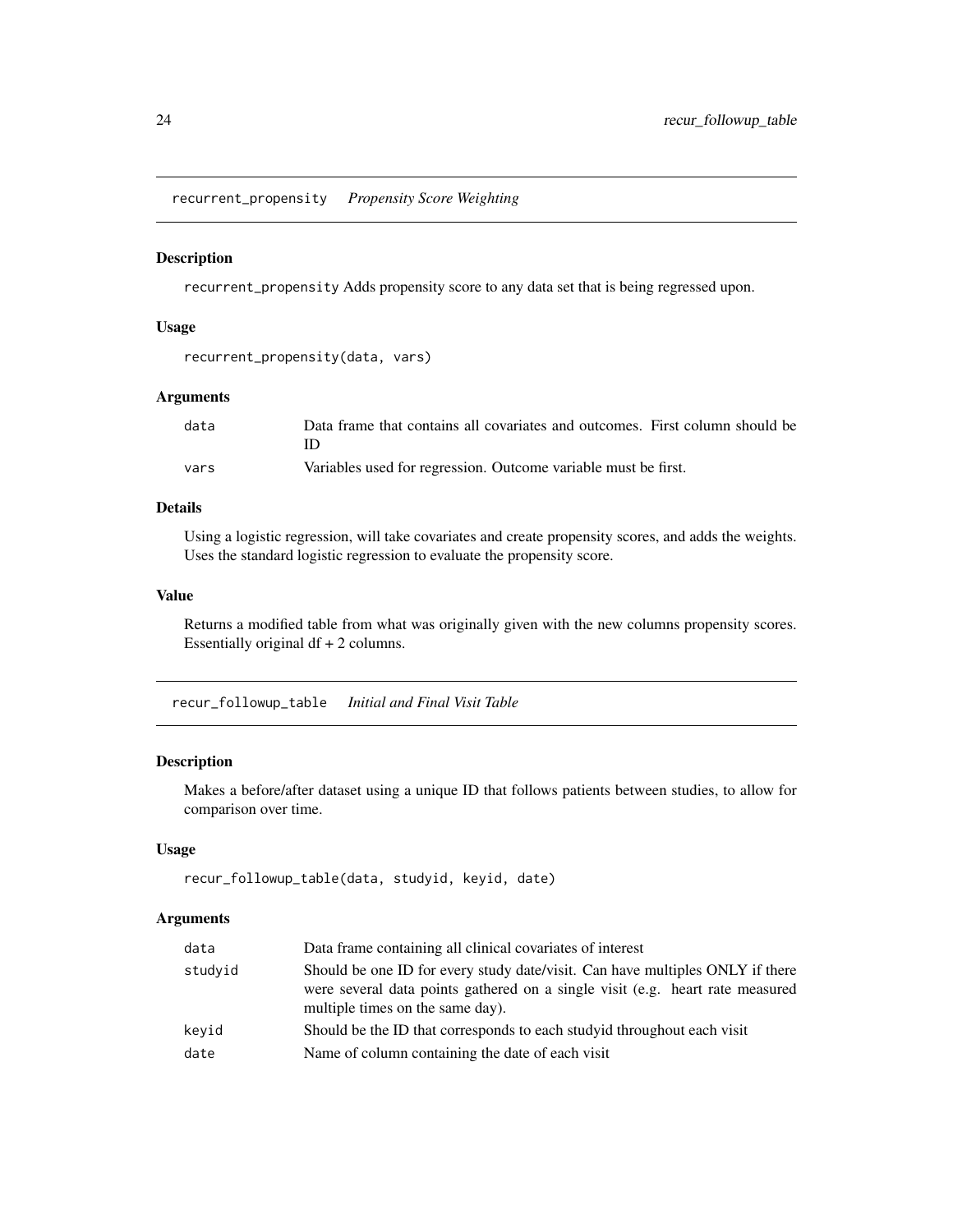## recurrent_propensity *Propensity Score Weighting*

### Description

recurrent_propensity Adds propensity score to any data set that is being regressed upon.

### Usage

```
recurrent_propensity(data, vars)
```

### Arguments

| | |
|---|---|
| data | Data frame that contains all covariates and outcomes. First column should be ID |
| vars | Variables used for regression. Outcome variable must be first. |

### Details

Using a logistic regression, will take covariates and create propensity scores, and adds the weights. Uses the standard logistic regression to evaluate the propensity score.

### Value

Returns a modified table from what was originally given with the new columns propensity scores. Essentially original df + 2 columns.

## recur_followup_table *Initial and Final Visit Table*

### Description

Makes a before/after dataset using a unique ID that follows patients between studies, to allow for comparison over time.

### Usage

```
recur_followup_table(data, studyid, keyid, date)
```

### Arguments

| | |
|---|---|
| data | Data frame containing all clinical covariates of interest |
| studyid | Should be one ID for every study date/visit. Can have multiples ONLY if there were several data points gathered on a single visit (e.g. heart rate measured multiple times on the same day). |
| keyid | Should be the ID that corresponds to each studyid throughout each visit |
| date | Name of column containing the date of each visit |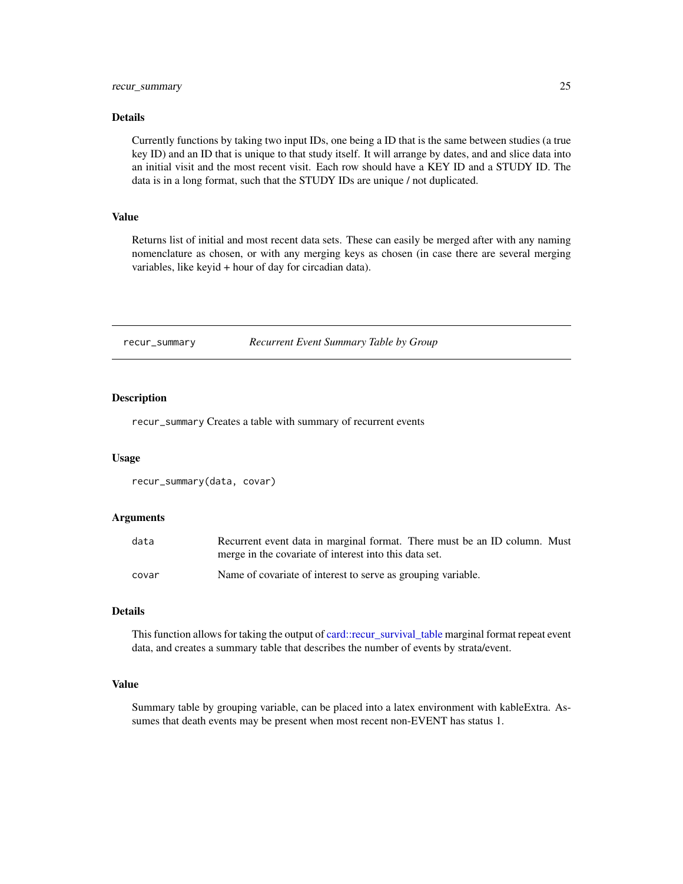### Details

Currently functions by taking two input IDs, one being a ID that is the same between studies (a true key ID) and an ID that is unique to that study itself. It will arrange by dates, and and slice data into an initial visit and the most recent visit. Each row should have a KEY ID and a STUDY ID. The data is in a long format, such that the STUDY IDs are unique / not duplicated.

### Value

Returns list of initial and most recent data sets. These can easily be merged after with any naming nomenclature as chosen, or with any merging keys as chosen (in case there are several merging variables, like keyid + hour of day for circadian data).

---

## recur_summary — *Recurrent Event Summary Table by Group*

---

### Description

`recur_summary` Creates a table with summary of recurrent events

### Usage

```
recur_summary(data, covar)
```

### Arguments

| | |
|---|---|
| `data` | Recurrent event data in marginal format. There must be an ID column. Must merge in the covariate of interest into this data set. |
| `covar` | Name of covariate of interest to serve as grouping variable. |

### Details

This function allows for taking the output of card::recur_survival_table marginal format repeat event data, and creates a summary table that describes the number of events by strata/event.

### Value

Summary table by grouping variable, can be placed into a latex environment with kableExtra. Assumes that death events may be present when most recent non-EVENT has status 1.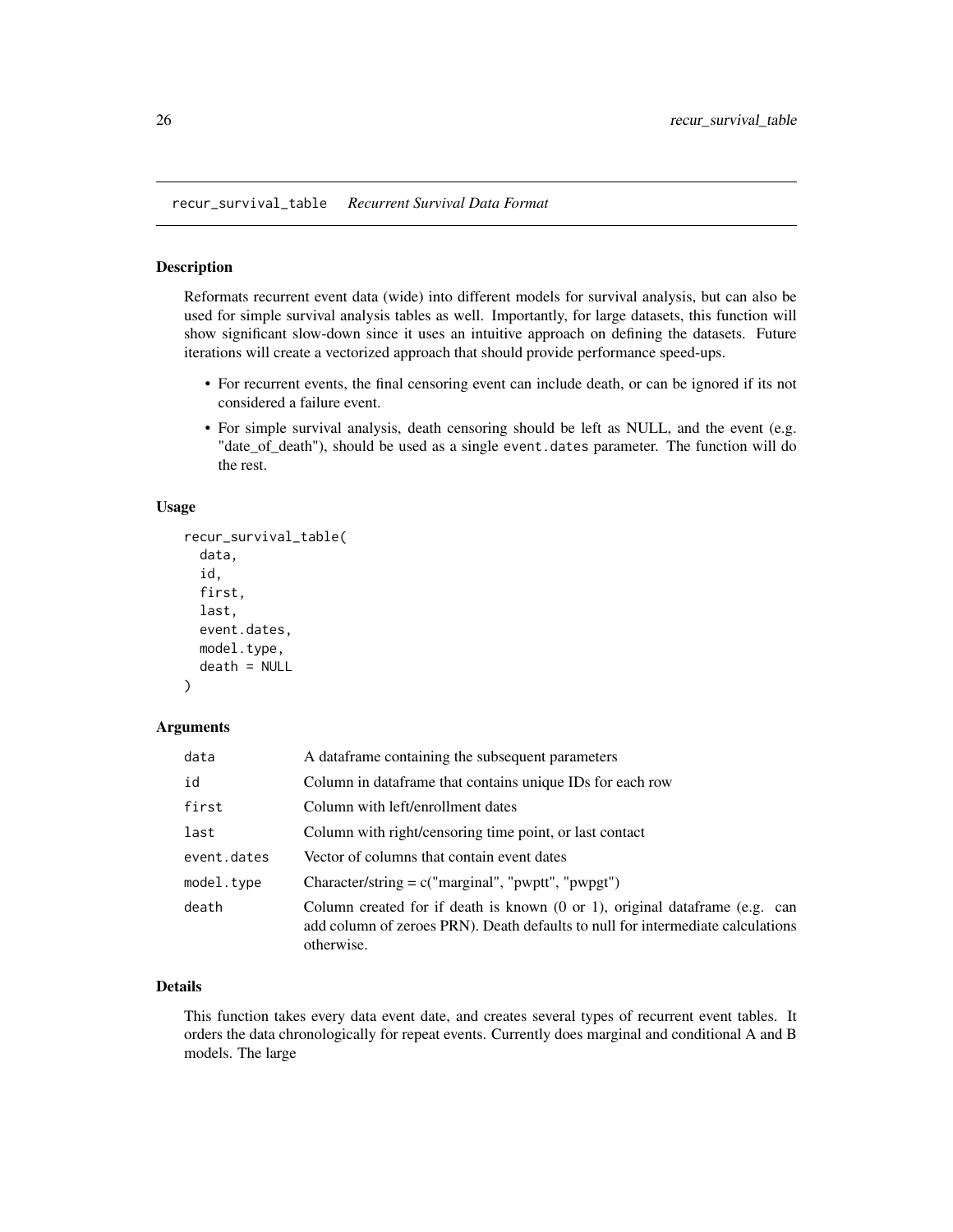## recur_survival_table *Recurrent Survival Data Format*

### Description

Reformats recurrent event data (wide) into different models for survival analysis, but can also be used for simple survival analysis tables as well. Importantly, for large datasets, this function will show significant slow-down since it uses an intuitive approach on defining the datasets. Future iterations will create a vectorized approach that should provide performance speed-ups.

- For recurrent events, the final censoring event can include death, or can be ignored if its not considered a failure event.
- For simple survival analysis, death censoring should be left as NULL, and the event (e.g. "date_of_death"), should be used as a single `event.dates` parameter. The function will do the rest.

### Usage

```
recur_survival_table(
  data,
  id,
  first,
  last,
  event.dates,
  model.type,
  death = NULL
)
```

### Arguments

| | |
|---|---|
| `data` | A dataframe containing the subsequent parameters |
| `id` | Column in dataframe that contains unique IDs for each row |
| `first` | Column with left/enrollment dates |
| `last` | Column with right/censoring time point, or last contact |
| `event.dates` | Vector of columns that contain event dates |
| `model.type` | Character/string = c("marginal", "pwptt", "pwpgt") |
| `death` | Column created for if death is known (0 or 1), original dataframe (e.g. can add column of zeroes PRN). Death defaults to null for intermediate calculations otherwise. |

### Details

This function takes every data event date, and creates several types of recurrent event tables. It orders the data chronologically for repeat events. Currently does marginal and conditional A and B models. The large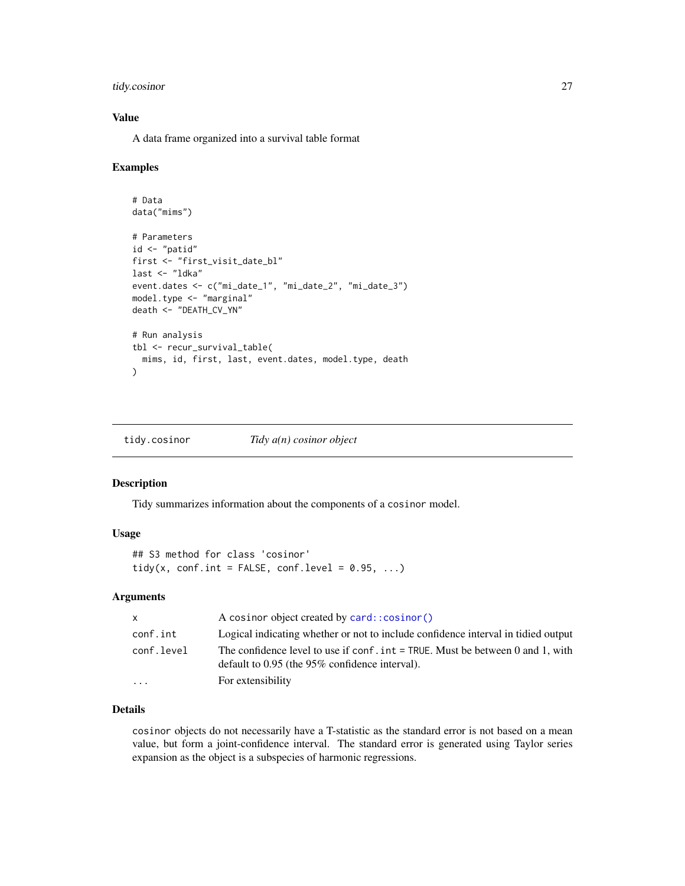## Value

A data frame organized into a survival table format

## Examples

```
# Data
data("mims")

# Parameters
id <- "patid"
first <- "first_visit_date_bl"
last <- "ldka"
event.dates <- c("mi_date_1", "mi_date_2", "mi_date_3")
model.type <- "marginal"
death <- "DEATH_CV_YN"

# Run analysis
tbl <- recur_survival_table(
  mims, id, first, last, event.dates, model.type, death
)
```

---

# tidy.cosinor *Tidy a(n) cosinor object*

## Description

Tidy summarizes information about the components of a `cosinor` model.

## Usage

```
## S3 method for class 'cosinor'
tidy(x, conf.int = FALSE, conf.level = 0.95, ...)
```

## Arguments

| | |
|---|---|
| x | A `cosinor` object created by `card::cosinor()` |
| conf.int | Logical indicating whether or not to include confidence interval in tidied output |
| conf.level | The confidence level to use if `conf.int = TRUE`. Must be between 0 and 1, with default to 0.95 (the 95% confidence interval). |
| ... | For extensibility |

## Details

`cosinor` objects do not necessarily have a T-statistic as the standard error is not based on a mean value, but form a joint-confidence interval. The standard error is generated using Taylor series expansion as the object is a subspecies of harmonic regressions.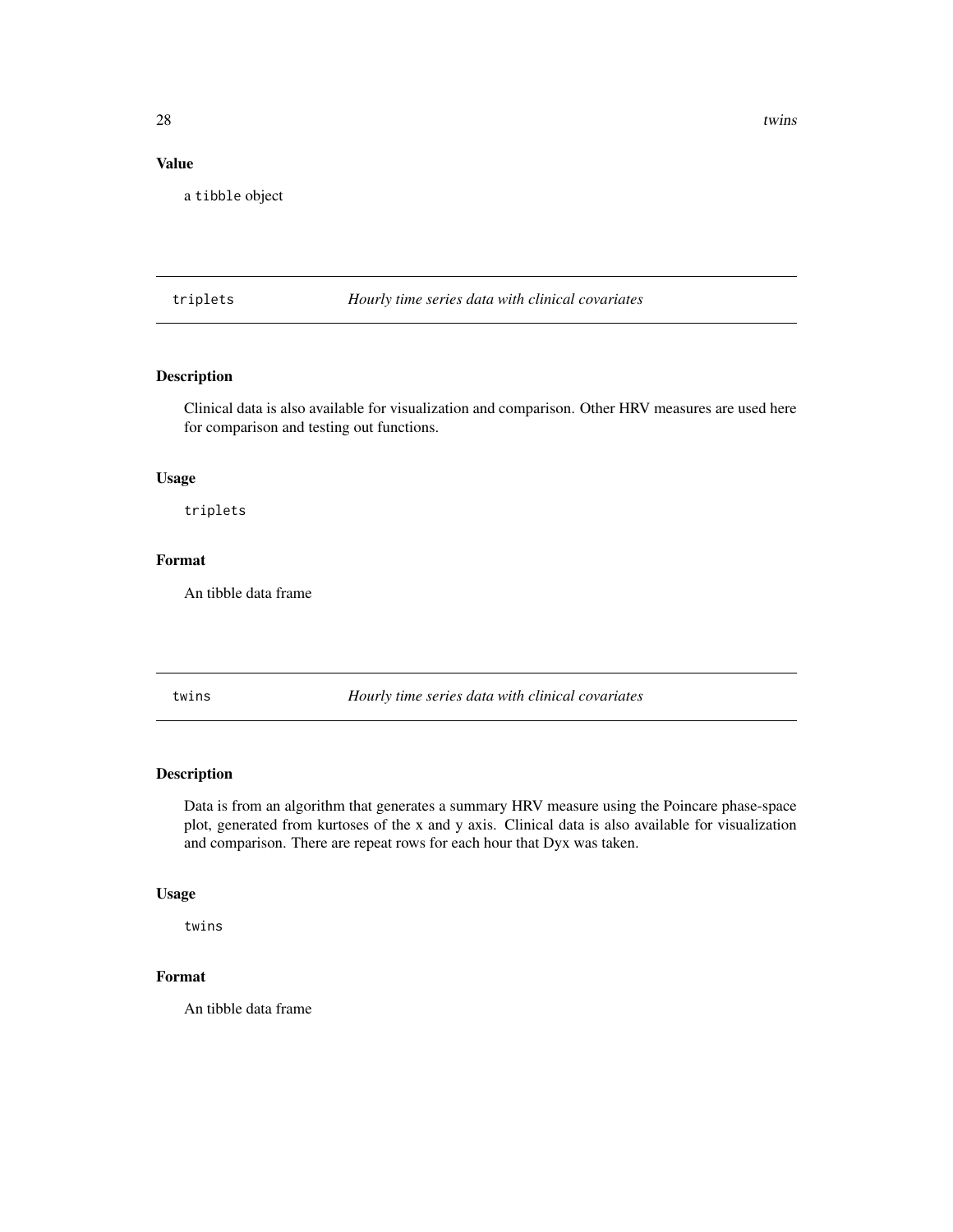## Value

a `tibble` object

---

## triplets — *Hourly time series data with clinical covariates*

### Description

Clinical data is also available for visualization and comparison. Other HRV measures are used here for comparison and testing out functions.

### Usage

```
triplets
```

### Format

An tibble data frame

---

## twins — *Hourly time series data with clinical covariates*

### Description

Data is from an algorithm that generates a summary HRV measure using the Poincare phase-space plot, generated from kurtoses of the x and y axis. Clinical data is also available for visualization and comparison. There are repeat rows for each hour that Dyx was taken.

### Usage

```
twins
```

### Format

An tibble data frame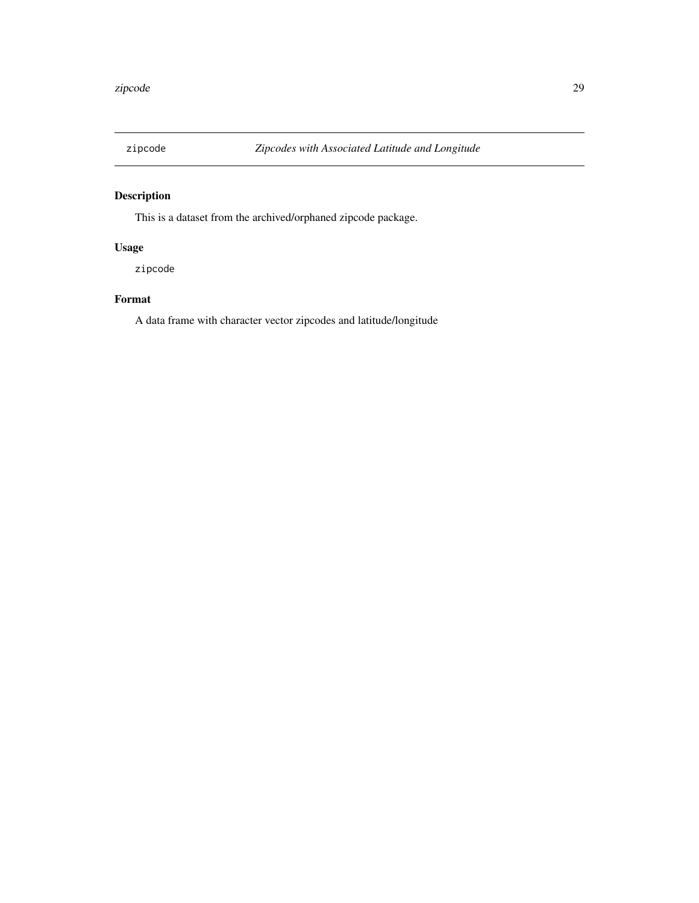zipcode *Zipcodes with Associated Latitude and Longitude*

## Description

This is a dataset from the archived/orphaned zipcode package.

## Usage

```
zipcode
```

## Format

A data frame with character vector zipcodes and latitude/longitude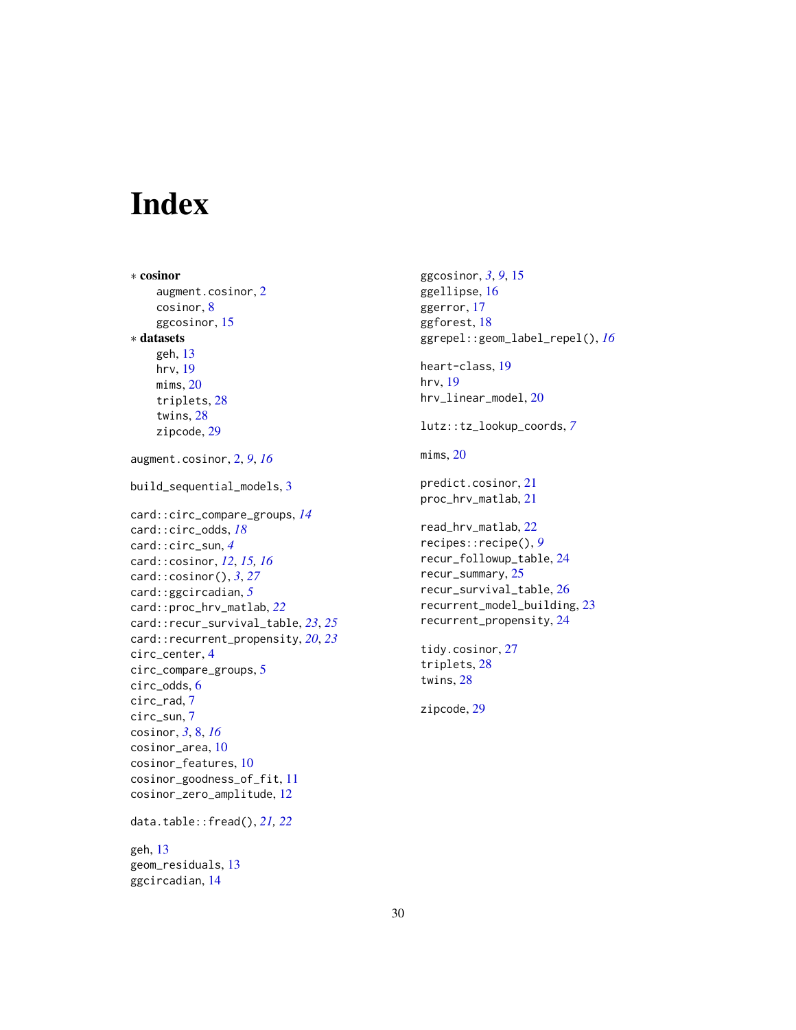# Index

* **cosinor**
  - augment.cosinor, 2
  - cosinor, 8
  - ggcosinor, 15
* **datasets**
  - geh, 13
  - hrv, 19
  - mims, 20
  - triplets, 28
  - twins, 28
  - zipcode, 29

augment.cosinor, 2, *9*, *16*

build_sequential_models, 3

card::circ_compare_groups, *14*
card::circ_odds, *18*
card::circ_sun, *4*
card::cosinor, *12*, *15, 16*
card::cosinor(), *3*, *27*
card::ggcircadian, *5*
card::proc_hrv_matlab, *22*
card::recur_survival_table, *23*, *25*
card::recurrent_propensity, *20*, *23*
circ_center, 4
circ_compare_groups, 5
circ_odds, 6
circ_rad, 7
circ_sun, 7
cosinor, *3*, 8, *16*
cosinor_area, 10
cosinor_features, 10
cosinor_goodness_of_fit, 11
cosinor_zero_amplitude, 12

data.table::fread(), *21, 22*

geh, 13
geom_residuals, 13
ggcircadian, 14
ggcosinor, *3*, *9*, 15
ggellipse, 16
ggerror, 17
ggforest, 18
ggrepel::geom_label_repel(), *16*

heart-class, 19
hrv, 19
hrv_linear_model, 20

lutz::tz_lookup_coords, *7*

mims, 20

predict.cosinor, 21
proc_hrv_matlab, 21

read_hrv_matlab, 22
recipes::recipe(), *9*
recur_followup_table, 24
recur_summary, 25
recur_survival_table, 26
recurrent_model_building, 23
recurrent_propensity, 24

tidy.cosinor, 27
triplets, 28
twins, 28

zipcode, 29